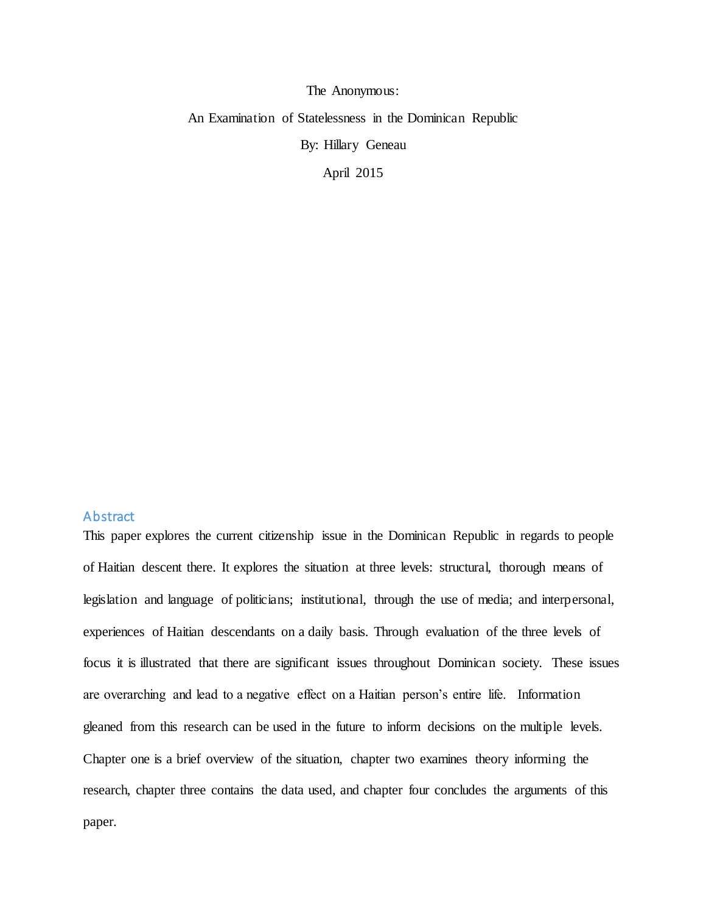The Anonymous:

An Examination of Statelessness in the Dominican Republic

By: Hillary Geneau

April 2015

## Abstract

This paper explores the current citizenship issue in the Dominican Republic in regards to people of Haitian descent there. It explores the situation at three levels: structural, thorough means of legislation and language of politicians; institutional, through the use of media; and interpersonal, experiences of Haitian descendants on a daily basis. Through evaluation of the three levels of focus it is illustrated that there are significant issues throughout Dominican society. These issues are overarching and lead to a negative effect on a Haitian person's entire life. Information gleaned from this research can be used in the future to inform decisions on the multiple levels. Chapter one is a brief overview of the situation, chapter two examines theory informing the research, chapter three contains the data used, and chapter four concludes the arguments of this paper.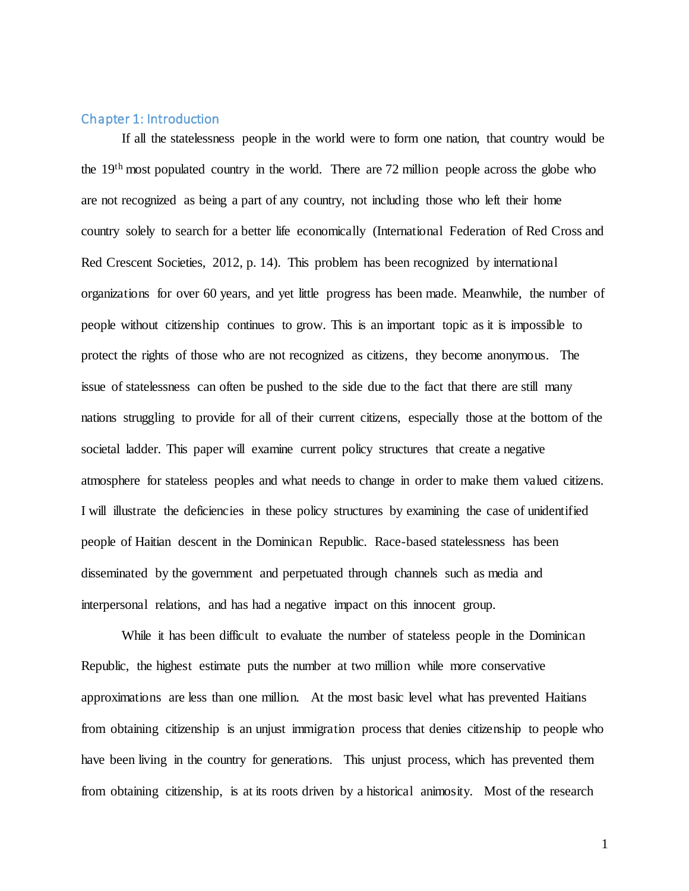## Chapter 1: Introduction

If all the statelessness people in the world were to form one nation, that country would be the 19th most populated country in the world. There are 72 million people across the globe who are not recognized as being a part of any country, not including those who left their home country solely to search for a better life economically (International Federation of Red Cross and Red Crescent Societies, 2012, p. 14). This problem has been recognized by international organizations for over 60 years, and yet little progress has been made. Meanwhile, the number of people without citizenship continues to grow. This is an important topic as it is impossible to protect the rights of those who are not recognized as citizens, they become anonymous. The issue of statelessness can often be pushed to the side due to the fact that there are still many nations struggling to provide for all of their current citizens, especially those at the bottom of the societal ladder. This paper will examine current policy structures that create a negative atmosphere for stateless peoples and what needs to change in order to make them valued citizens. I will illustrate the deficiencies in these policy structures by examining the case of unidentified people of Haitian descent in the Dominican Republic. Race-based statelessness has been disseminated by the government and perpetuated through channels such as media and interpersonal relations, and has had a negative impact on this innocent group.

While it has been difficult to evaluate the number of stateless people in the Dominican Republic, the highest estimate puts the number at two million while more conservative approximations are less than one million. At the most basic level what has prevented Haitians from obtaining citizenship is an unjust immigration process that denies citizenship to people who have been living in the country for generations. This unjust process, which has prevented them from obtaining citizenship, is at its roots driven by a historical animosity. Most of the research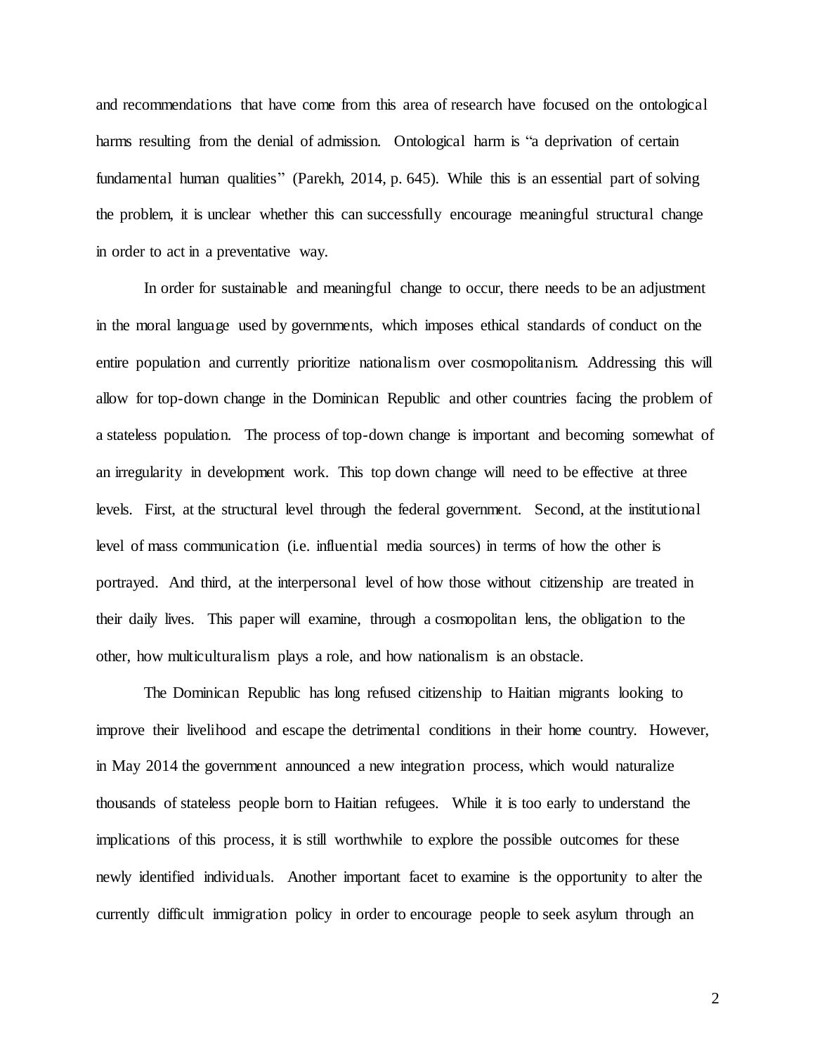and recommendations that have come from this area of research have focused on the ontological harms resulting from the denial of admission. Ontological harm is "a deprivation of certain fundamental human qualities" (Parekh, 2014, p. 645). While this is an essential part of solving the problem, it is unclear whether this can successfully encourage meaningful structural change in order to act in a preventative way.

In order for sustainable and meaningful change to occur, there needs to be an adjustment in the moral language used by governments, which imposes ethical standards of conduct on the entire population and currently prioritize nationalism over cosmopolitanism. Addressing this will allow for top-down change in the Dominican Republic and other countries facing the problem of a stateless population. The process of top-down change is important and becoming somewhat of an irregularity in development work. This top down change will need to be effective at three levels. First, at the structural level through the federal government. Second, at the institutional level of mass communication (i.e. influential media sources) in terms of how the other is portrayed. And third, at the interpersonal level of how those without citizenship are treated in their daily lives. This paper will examine, through a cosmopolitan lens, the obligation to the other, how multiculturalism plays a role, and how nationalism is an obstacle.

The Dominican Republic has long refused citizenship to Haitian migrants looking to improve their livelihood and escape the detrimental conditions in their home country. However, in May 2014 the government announced a new integration process, which would naturalize thousands of stateless people born to Haitian refugees. While it is too early to understand the implications of this process, it is still worthwhile to explore the possible outcomes for these newly identified individuals. Another important facet to examine is the opportunity to alter the currently difficult immigration policy in order to encourage people to seek asylum through an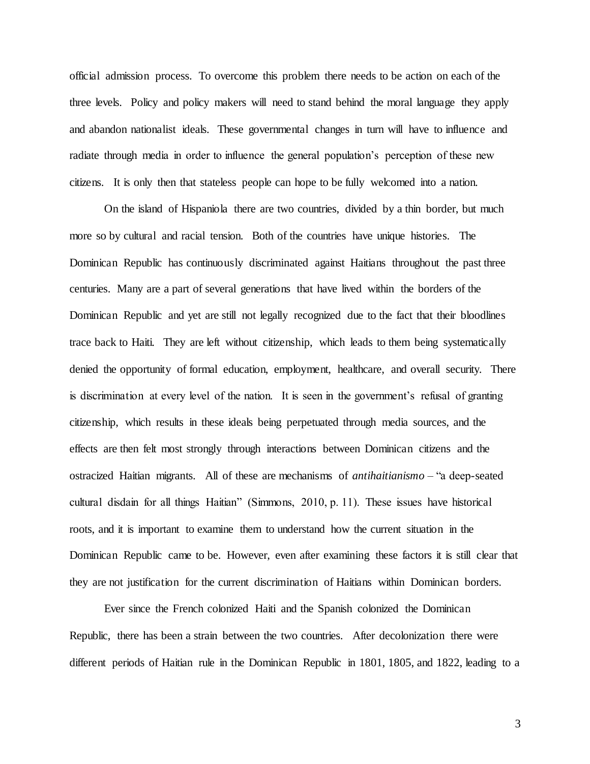official admission process. To overcome this problem there needs to be action on each of the three levels. Policy and policy makers will need to stand behind the moral language they apply and abandon nationalist ideals. These governmental changes in turn will have to influence and radiate through media in order to influence the general population's perception of these new citizens. It is only then that stateless people can hope to be fully welcomed into a nation.

On the island of Hispaniola there are two countries, divided by a thin border, but much more so by cultural and racial tension. Both of the countries have unique histories. The Dominican Republic has continuously discriminated against Haitians throughout the past three centuries. Many are a part of several generations that have lived within the borders of the Dominican Republic and yet are still not legally recognized due to the fact that their bloodlines trace back to Haiti. They are left without citizenship, which leads to them being systematically denied the opportunity of formal education, employment, healthcare, and overall security. There is discrimination at every level of the nation. It is seen in the government's refusal of granting citizenship, which results in these ideals being perpetuated through media sources, and the effects are then felt most strongly through interactions between Dominican citizens and the ostracized Haitian migrants. All of these are mechanisms of *antihaitianismo* – "a deep-seated cultural disdain for all things Haitian" (Simmons, 2010, p. 11). These issues have historical roots, and it is important to examine them to understand how the current situation in the Dominican Republic came to be. However, even after examining these factors it is still clear that they are not justification for the current discrimination of Haitians within Dominican borders.

Ever since the French colonized Haiti and the Spanish colonized the Dominican Republic, there has been a strain between the two countries. After decolonization there were different periods of Haitian rule in the Dominican Republic in 1801, 1805, and 1822, leading to a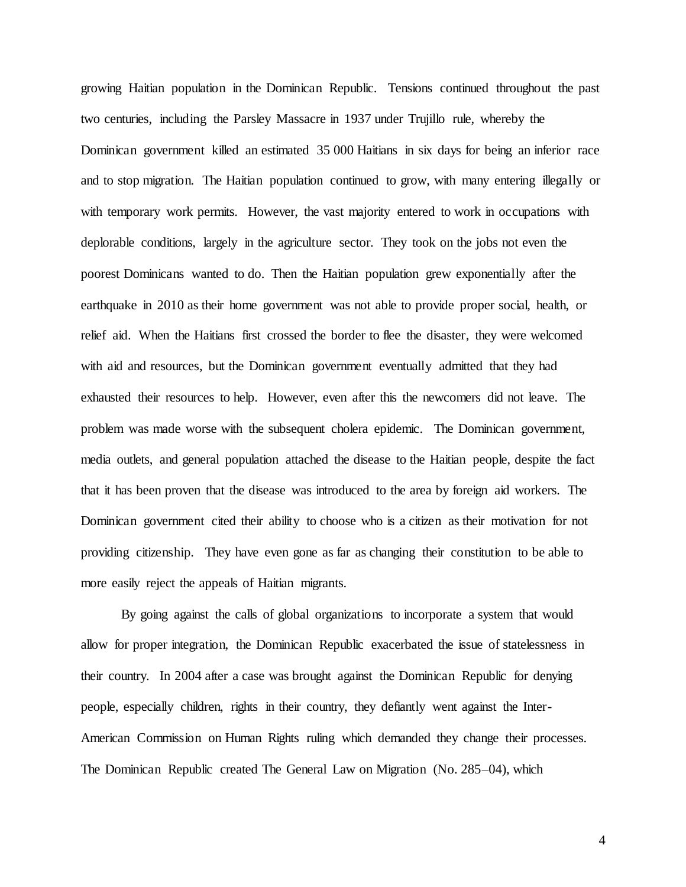growing Haitian population in the Dominican Republic. Tensions continued throughout the past two centuries, including the Parsley Massacre in 1937 under Trujillo rule, whereby the Dominican government killed an estimated 35 000 Haitians in six days for being an inferior race and to stop migration. The Haitian population continued to grow, with many entering illegally or with temporary work permits. However, the vast majority entered to work in occupations with deplorable conditions, largely in the agriculture sector. They took on the jobs not even the poorest Dominicans wanted to do. Then the Haitian population grew exponentially after the earthquake in 2010 as their home government was not able to provide proper social, health, or relief aid. When the Haitians first crossed the border to flee the disaster, they were welcomed with aid and resources, but the Dominican government eventually admitted that they had exhausted their resources to help. However, even after this the newcomers did not leave. The problem was made worse with the subsequent cholera epidemic. The Dominican government, media outlets, and general population attached the disease to the Haitian people, despite the fact that it has been proven that the disease was introduced to the area by foreign aid workers. The Dominican government cited their ability to choose who is a citizen as their motivation for not providing citizenship. They have even gone as far as changing their constitution to be able to more easily reject the appeals of Haitian migrants.

By going against the calls of global organizations to incorporate a system that would allow for proper integration, the Dominican Republic exacerbated the issue of statelessness in their country. In 2004 after a case was brought against the Dominican Republic for denying people, especially children, rights in their country, they defiantly went against the Inter-American Commission on Human Rights ruling which demanded they change their processes. The Dominican Republic created The General Law on Migration (No. 285–04), which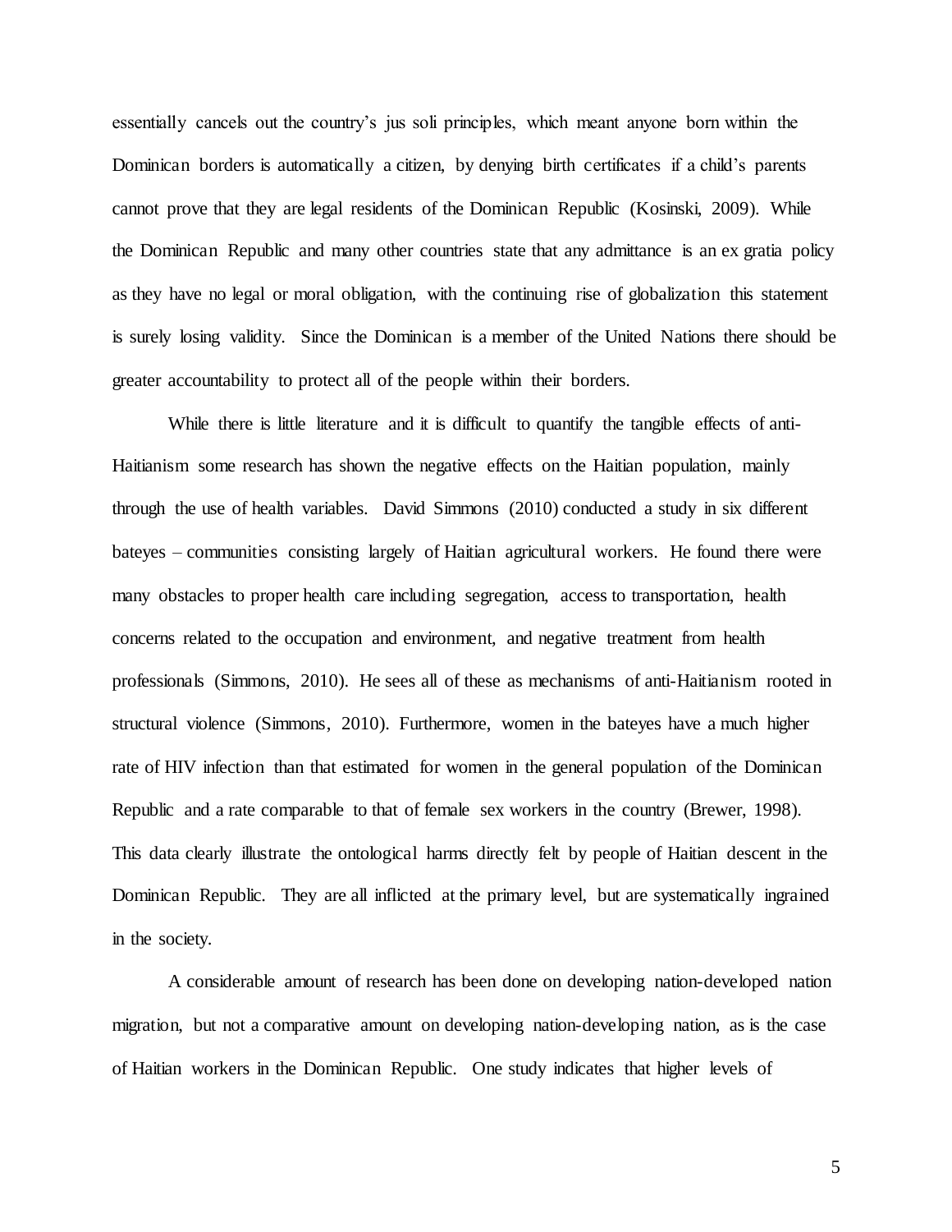essentially cancels out the country's jus soli principles, which meant anyone born within the Dominican borders is automatically a citizen, by denying birth certificates if a child's parents cannot prove that they are legal residents of the Dominican Republic (Kosinski, 2009). While the Dominican Republic and many other countries state that any admittance is an ex gratia policy as they have no legal or moral obligation, with the continuing rise of globalization this statement is surely losing validity. Since the Dominican is a member of the United Nations there should be greater accountability to protect all of the people within their borders.

While there is little literature and it is difficult to quantify the tangible effects of anti-Haitianism some research has shown the negative effects on the Haitian population, mainly through the use of health variables. David Simmons (2010) conducted a study in six different bateyes – communities consisting largely of Haitian agricultural workers. He found there were many obstacles to proper health care including segregation, access to transportation, health concerns related to the occupation and environment, and negative treatment from health professionals (Simmons, 2010). He sees all of these as mechanisms of anti-Haitianism rooted in structural violence (Simmons, 2010). Furthermore, women in the bateyes have a much higher rate of HIV infection than that estimated for women in the general population of the Dominican Republic and a rate comparable to that of female sex workers in the country (Brewer, 1998). This data clearly illustrate the ontological harms directly felt by people of Haitian descent in the Dominican Republic. They are all inflicted at the primary level, but are systematically ingrained in the society.

A considerable amount of research has been done on developing nation-developed nation migration, but not a comparative amount on developing nation-developing nation, as is the case of Haitian workers in the Dominican Republic. One study indicates that higher levels of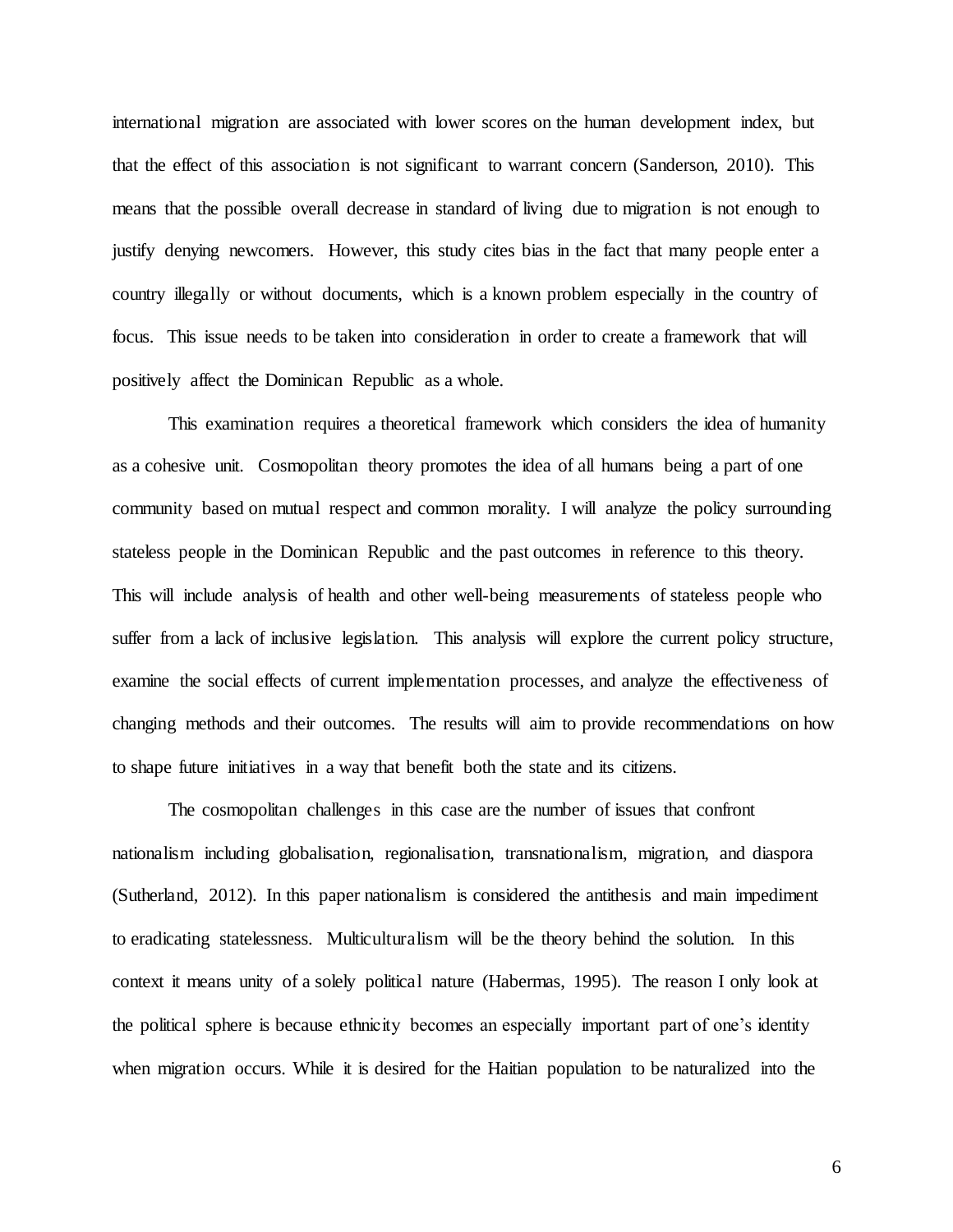international migration are associated with lower scores on the human development index, but that the effect of this association is not significant to warrant concern (Sanderson, 2010). This means that the possible overall decrease in standard of living due to migration is not enough to justify denying newcomers. However, this study cites bias in the fact that many people enter a country illegally or without documents, which is a known problem especially in the country of focus. This issue needs to be taken into consideration in order to create a framework that will positively affect the Dominican Republic as a whole.

This examination requires a theoretical framework which considers the idea of humanity as a cohesive unit. Cosmopolitan theory promotes the idea of all humans being a part of one community based on mutual respect and common morality. I will analyze the policy surrounding stateless people in the Dominican Republic and the past outcomes in reference to this theory. This will include analysis of health and other well-being measurements of stateless people who suffer from a lack of inclusive legislation. This analysis will explore the current policy structure, examine the social effects of current implementation processes, and analyze the effectiveness of changing methods and their outcomes. The results will aim to provide recommendations on how to shape future initiatives in a way that benefit both the state and its citizens.

The cosmopolitan challenges in this case are the number of issues that confront nationalism including globalisation, regionalisation, transnationalism, migration, and diaspora (Sutherland, 2012). In this paper nationalism is considered the antithesis and main impediment to eradicating statelessness. Multiculturalism will be the theory behind the solution. In this context it means unity of a solely political nature (Habermas, 1995). The reason I only look at the political sphere is because ethnicity becomes an especially important part of one's identity when migration occurs. While it is desired for the Haitian population to be naturalized into the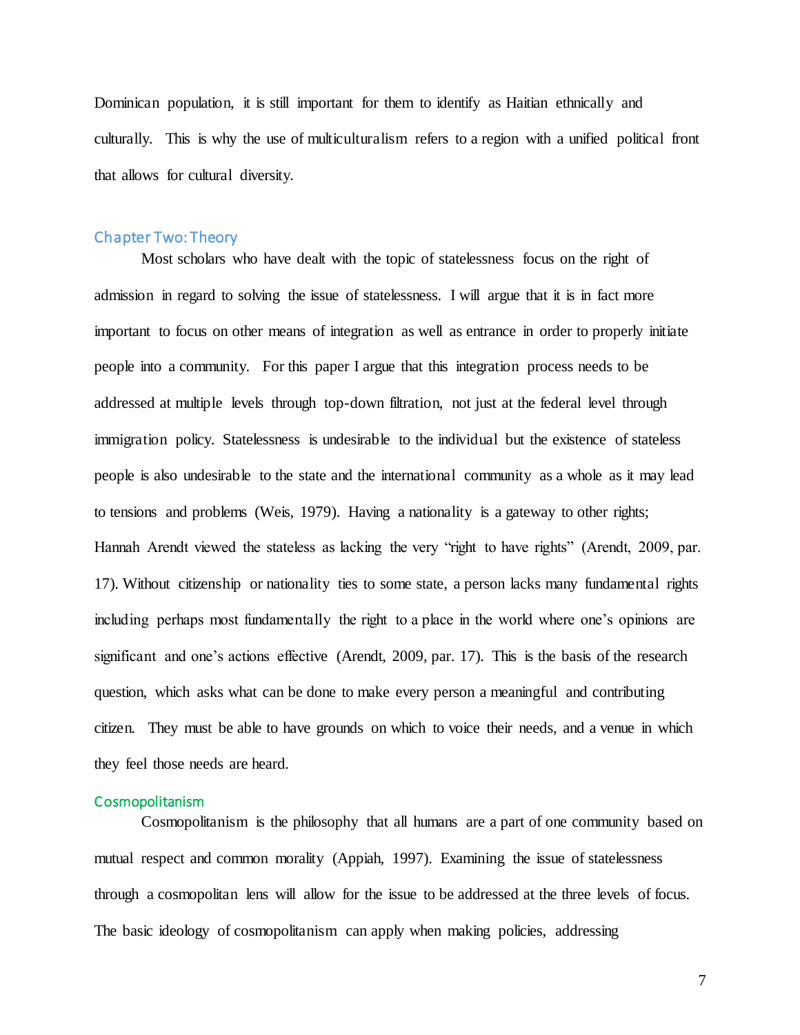Dominican population, it is still important for them to identify as Haitian ethnically and culturally. This is why the use of multiculturalism refers to a region with a unified political front that allows for cultural diversity.

## Chapter Two: Theory

Most scholars who have dealt with the topic of statelessness focus on the right of admission in regard to solving the issue of statelessness. I will argue that it is in fact more important to focus on other means of integration as well as entrance in order to properly initiate people into a community. For this paper I argue that this integration process needs to be addressed at multiple levels through top-down filtration, not just at the federal level through immigration policy. Statelessness is undesirable to the individual but the existence of stateless people is also undesirable to the state and the international community as a whole as it may lead to tensions and problems (Weis, 1979). Having a nationality is a gateway to other rights; Hannah Arendt viewed the stateless as lacking the very "right to have rights" (Arendt, 2009, par. 17). Without citizenship or nationality ties to some state, a person lacks many fundamental rights including perhaps most fundamentally the right to a place in the world where one's opinions are significant and one's actions effective (Arendt, 2009, par. 17). This is the basis of the research question, which asks what can be done to make every person a meaningful and contributing citizen. They must be able to have grounds on which to voice their needs, and a venue in which they feel those needs are heard.

### Cosmopolitanism

Cosmopolitanism is the philosophy that all humans are a part of one community based on mutual respect and common morality (Appiah, 1997). Examining the issue of statelessness through a cosmopolitan lens will allow for the issue to be addressed at the three levels of focus. The basic ideology of cosmopolitanism can apply when making policies, addressing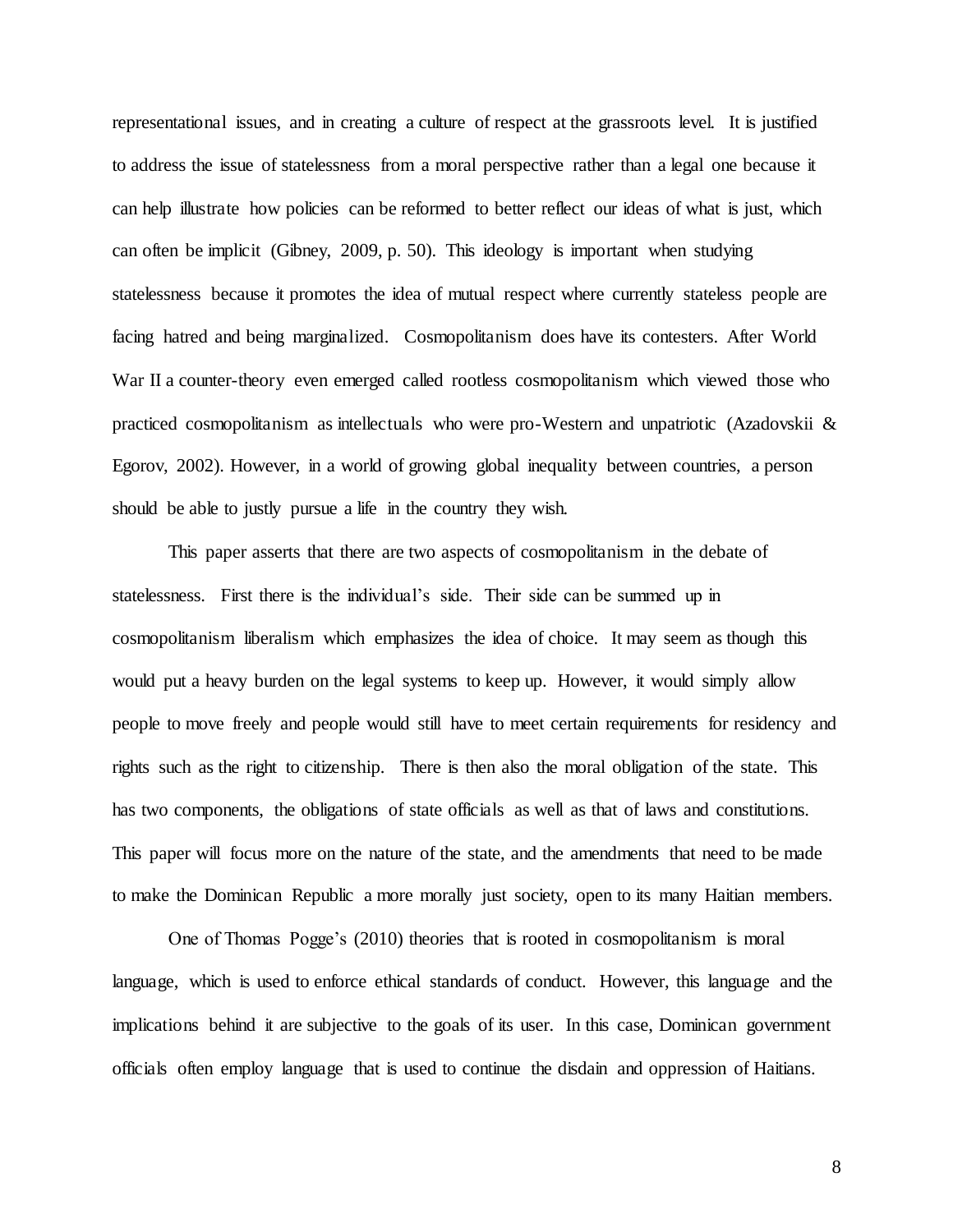representational issues, and in creating a culture of respect at the grassroots level. It is justified to address the issue of statelessness from a moral perspective rather than a legal one because it can help illustrate how policies can be reformed to better reflect our ideas of what is just, which can often be implicit (Gibney, 2009, p. 50). This ideology is important when studying statelessness because it promotes the idea of mutual respect where currently stateless people are facing hatred and being marginalized. Cosmopolitanism does have its contesters. After World War II a counter-theory even emerged called rootless cosmopolitanism which viewed those who practiced cosmopolitanism as intellectuals who were pro-Western and unpatriotic (Azadovskii & Egorov, 2002). However, in a world of growing global inequality between countries, a person should be able to justly pursue a life in the country they wish.

This paper asserts that there are two aspects of cosmopolitanism in the debate of statelessness. First there is the individual's side. Their side can be summed up in cosmopolitanism liberalism which emphasizes the idea of choice. It may seem as though this would put a heavy burden on the legal systems to keep up. However, it would simply allow people to move freely and people would still have to meet certain requirements for residency and rights such as the right to citizenship. There is then also the moral obligation of the state. This has two components, the obligations of state officials as well as that of laws and constitutions. This paper will focus more on the nature of the state, and the amendments that need to be made to make the Dominican Republic a more morally just society, open to its many Haitian members.

One of Thomas Pogge's (2010) theories that is rooted in cosmopolitanism is moral language, which is used to enforce ethical standards of conduct. However, this language and the implications behind it are subjective to the goals of its user. In this case, Dominican government officials often employ language that is used to continue the disdain and oppression of Haitians.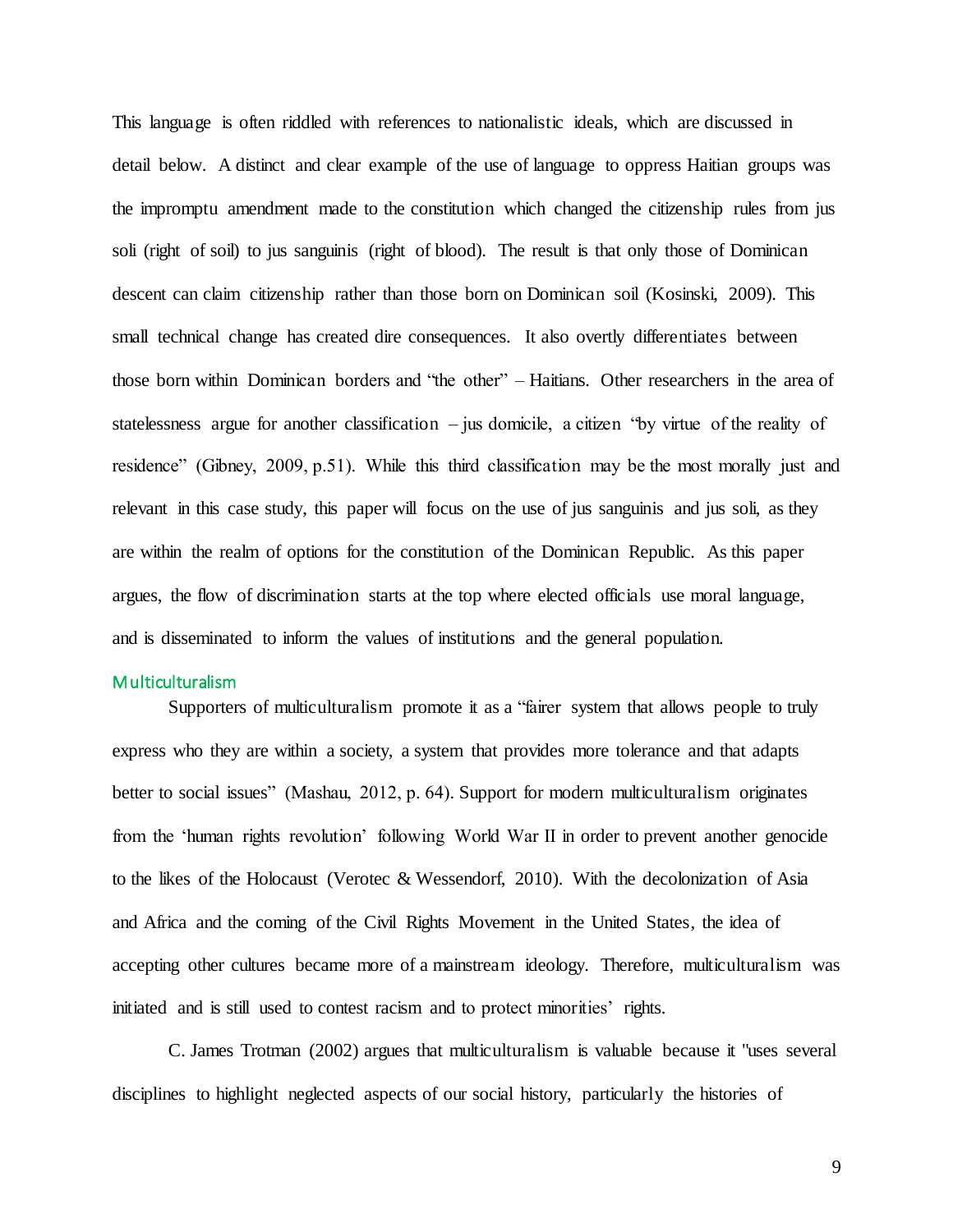This language is often riddled with references to nationalistic ideals, which are discussed in detail below. A distinct and clear example of the use of language to oppress Haitian groups was the impromptu amendment made to the constitution which changed the citizenship rules from jus soli (right of soil) to jus sanguinis (right of blood). The result is that only those of Dominican descent can claim citizenship rather than those born on Dominican soil (Kosinski, 2009). This small technical change has created dire consequences. It also overtly differentiates between those born within Dominican borders and "the other" – Haitians. Other researchers in the area of statelessness argue for another classification – jus domicile, a citizen "by virtue of the reality of residence" (Gibney, 2009, p.51). While this third classification may be the most morally just and relevant in this case study, this paper will focus on the use of jus sanguinis and jus soli, as they are within the realm of options for the constitution of the Dominican Republic. As this paper argues, the flow of discrimination starts at the top where elected officials use moral language, and is disseminated to inform the values of institutions and the general population.

## Multiculturalism

Supporters of multiculturalism promote it as a "fairer system that allows people to truly express who they are within a society, a system that provides more tolerance and that adapts better to social issues" (Mashau, 2012, p. 64). Support for modern multiculturalism originates from the 'human rights revolution' following World War II in order to prevent another genocide to the likes of the Holocaust (Verotec & Wessendorf, 2010). With the decolonization of Asia and Africa and the coming of the Civil Rights Movement in the United States, the idea of accepting other cultures became more of a mainstream ideology. Therefore, multiculturalism was initiated and is still used to contest racism and to protect minorities' rights.

C. James Trotman (2002) argues that multiculturalism is valuable because it "uses several disciplines to highlight neglected aspects of our social history, particularly the histories of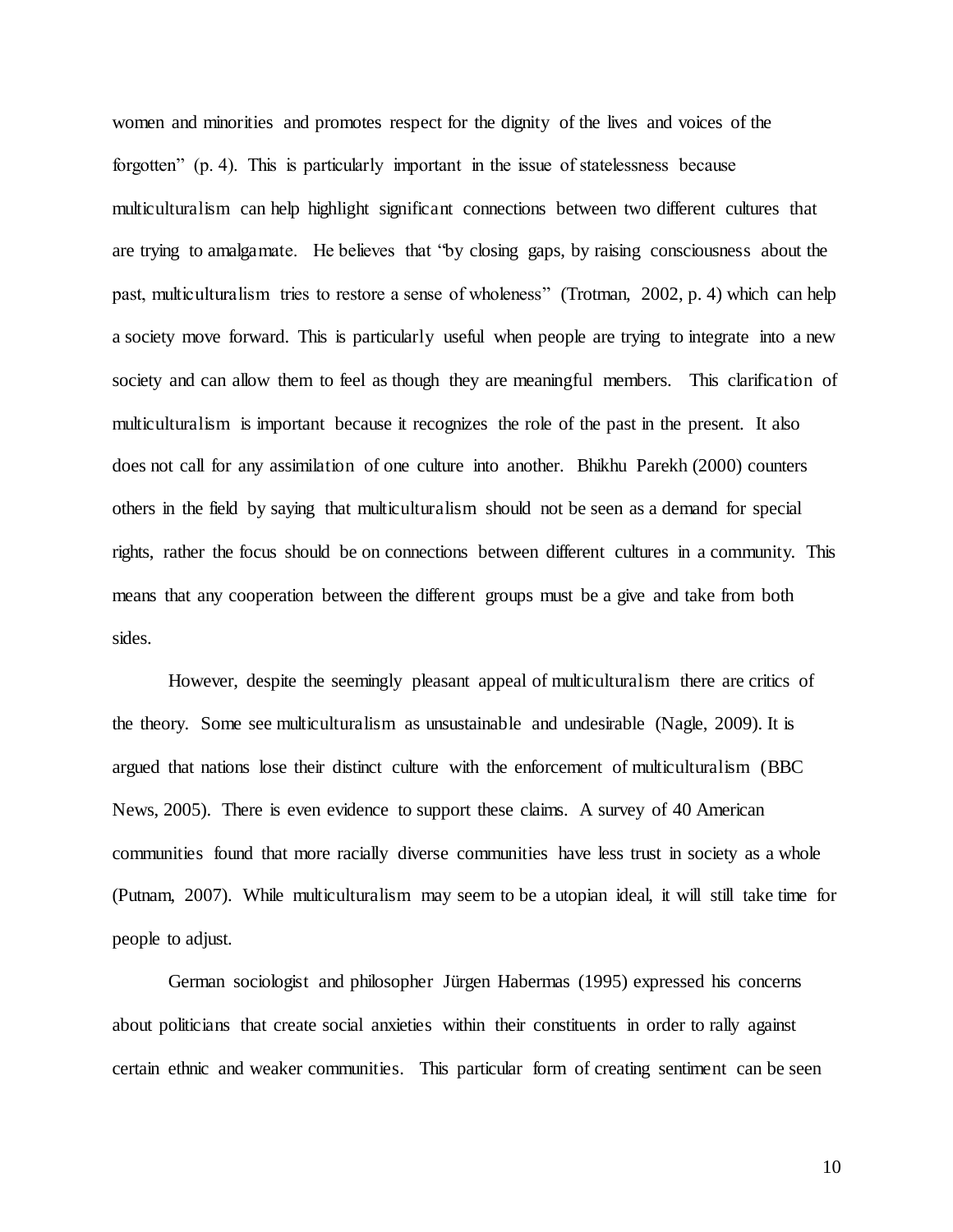women and minorities and promotes respect for the dignity of the lives and voices of the forgotten" (p. 4). This is particularly important in the issue of statelessness because multiculturalism can help highlight significant connections between two different cultures that are trying to amalgamate. He believes that "by closing gaps, by raising consciousness about the past, multiculturalism tries to restore a sense of wholeness" (Trotman, 2002, p. 4) which can help a society move forward. This is particularly useful when people are trying to integrate into a new society and can allow them to feel as though they are meaningful members. This clarification of multiculturalism is important because it recognizes the role of the past in the present. It also does not call for any assimilation of one culture into another. Bhikhu Parekh (2000) counters others in the field by saying that multiculturalism should not be seen as a demand for special rights, rather the focus should be on connections between different cultures in a community. This means that any cooperation between the different groups must be a give and take from both sides.

However, despite the seemingly pleasant appeal of multiculturalism there are critics of the theory. Some see multiculturalism as unsustainable and undesirable (Nagle, 2009). It is argued that nations lose their distinct culture with the enforcement of multiculturalism (BBC News, 2005). There is even evidence to support these claims. A survey of 40 American communities found that more racially diverse communities have less trust in society as a whole (Putnam, 2007). While multiculturalism may seem to be a utopian ideal, it will still take time for people to adjust.

German sociologist and philosopher Jürgen Habermas (1995) expressed his concerns about politicians that create social anxieties within their constituents in order to rally against certain ethnic and weaker communities. This particular form of creating sentiment can be seen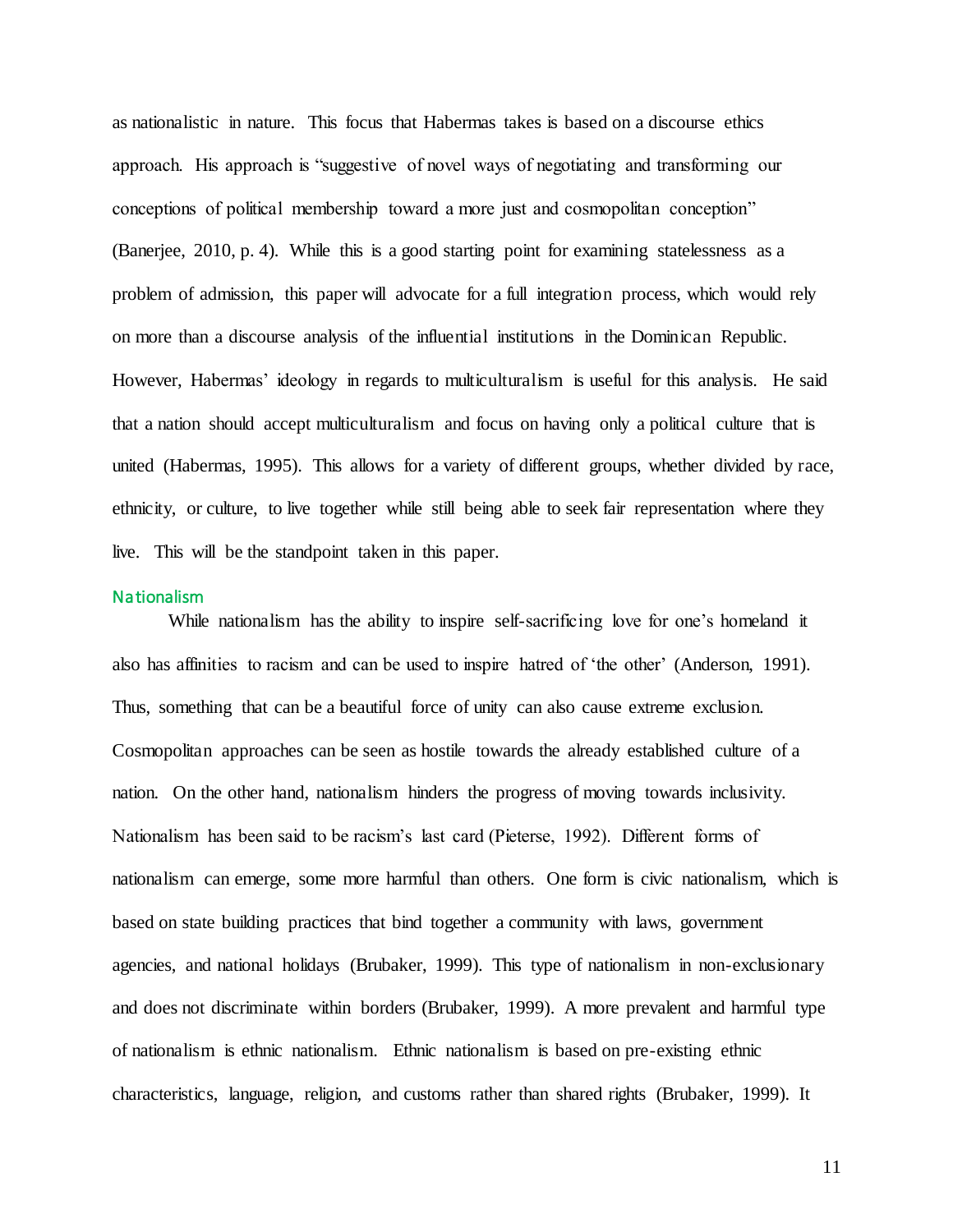as nationalistic in nature. This focus that Habermas takes is based on a discourse ethics approach. His approach is "suggestive of novel ways of negotiating and transforming our conceptions of political membership toward a more just and cosmopolitan conception" (Banerjee, 2010, p. 4). While this is a good starting point for examining statelessness as a problem of admission, this paper will advocate for a full integration process, which would rely on more than a discourse analysis of the influential institutions in the Dominican Republic. However, Habermas' ideology in regards to multiculturalism is useful for this analysis. He said that a nation should accept multiculturalism and focus on having only a political culture that is united (Habermas, 1995). This allows for a variety of different groups, whether divided by race, ethnicity, or culture, to live together while still being able to seek fair representation where they live. This will be the standpoint taken in this paper.

### Nationalism

While nationalism has the ability to inspire self-sacrificing love for one's homeland it also has affinities to racism and can be used to inspire hatred of 'the other' (Anderson, 1991). Thus, something that can be a beautiful force of unity can also cause extreme exclusion. Cosmopolitan approaches can be seen as hostile towards the already established culture of a nation. On the other hand, nationalism hinders the progress of moving towards inclusivity. Nationalism has been said to be racism's last card (Pieterse, 1992). Different forms of nationalism can emerge, some more harmful than others. One form is civic nationalism, which is based on state building practices that bind together a community with laws, government agencies, and national holidays (Brubaker, 1999). This type of nationalism in non-exclusionary and does not discriminate within borders (Brubaker, 1999). A more prevalent and harmful type of nationalism is ethnic nationalism. Ethnic nationalism is based on pre-existing ethnic characteristics, language, religion, and customs rather than shared rights (Brubaker, 1999). It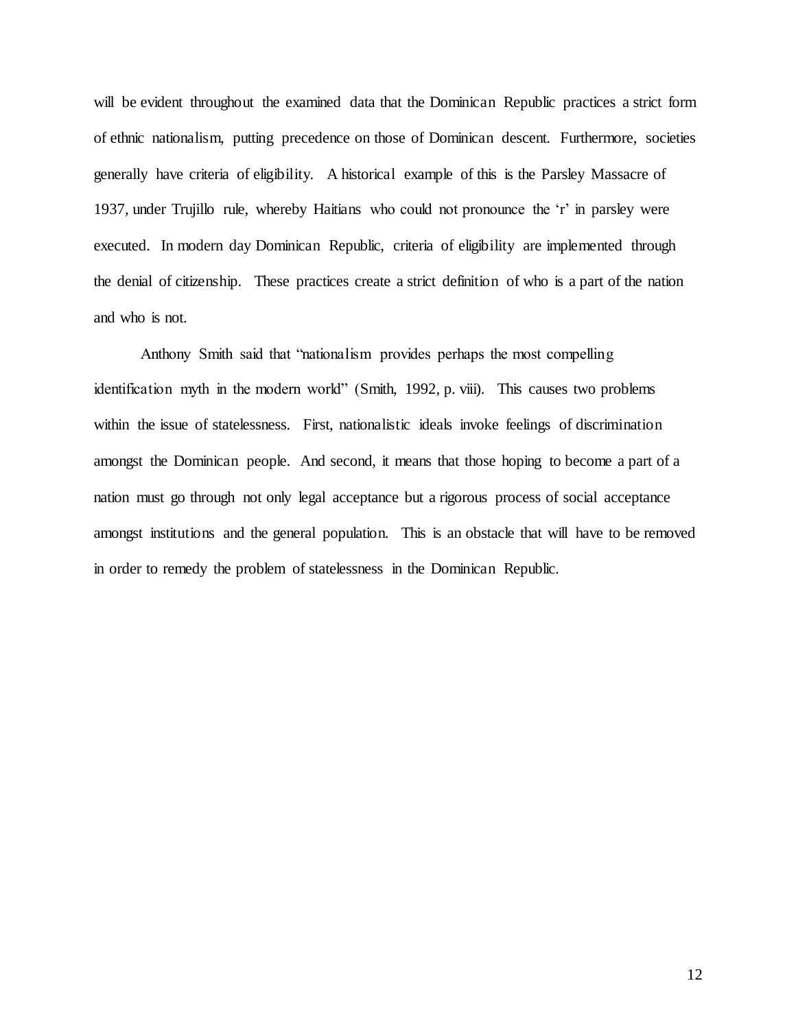will be evident throughout the examined data that the Dominican Republic practices a strict form of ethnic nationalism, putting precedence on those of Dominican descent. Furthermore, societies generally have criteria of eligibility. A historical example of this is the Parsley Massacre of 1937, under Trujillo rule, whereby Haitians who could not pronounce the 'r' in parsley were executed. In modern day Dominican Republic, criteria of eligibility are implemented through the denial of citizenship. These practices create a strict definition of who is a part of the nation and who is not.

Anthony Smith said that "nationalism provides perhaps the most compelling identification myth in the modern world" (Smith, 1992, p. viii). This causes two problems within the issue of statelessness. First, nationalistic ideals invoke feelings of discrimination amongst the Dominican people. And second, it means that those hoping to become a part of a nation must go through not only legal acceptance but a rigorous process of social acceptance amongst institutions and the general population. This is an obstacle that will have to be removed in order to remedy the problem of statelessness in the Dominican Republic.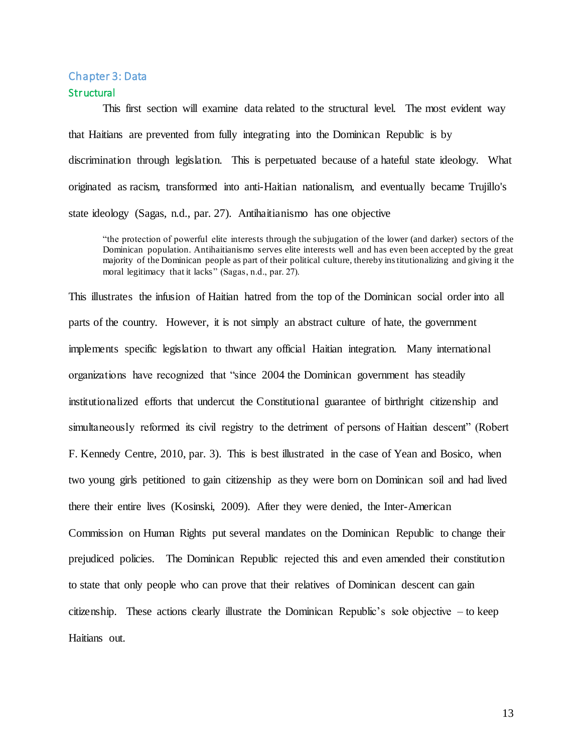## Chapter 3: Data

### Structural

This first section will examine data related to the structural level. The most evident way that Haitians are prevented from fully integrating into the Dominican Republic is by discrimination through legislation. This is perpetuated because of a hateful state ideology. What originated as racism, transformed into anti-Haitian nationalism, and eventually became Trujillo's state ideology (Sagas, n.d., par. 27). Antihaitianismo has one objective

> "the protection of powerful elite interests through the subjugation of the lower (and darker) sectors of the Dominican population. Antihaitianismo serves elite interests well and has even been accepted by the great majority of the Dominican people as part of their political culture, thereby institutionalizing and giving it the moral legitimacy that it lacks" (Sagas, n.d., par. 27).

This illustrates the infusion of Haitian hatred from the top of the Dominican social order into all parts of the country. However, it is not simply an abstract culture of hate, the government implements specific legislation to thwart any official Haitian integration. Many international organizations have recognized that "since 2004 the Dominican government has steadily institutionalized efforts that undercut the Constitutional guarantee of birthright citizenship and simultaneously reformed its civil registry to the detriment of persons of Haitian descent" (Robert F. Kennedy Centre, 2010, par. 3). This is best illustrated in the case of Yean and Bosico, when two young girls petitioned to gain citizenship as they were born on Dominican soil and had lived there their entire lives (Kosinski, 2009). After they were denied, the Inter-American Commission on Human Rights put several mandates on the Dominican Republic to change their prejudiced policies. The Dominican Republic rejected this and even amended their constitution to state that only people who can prove that their relatives of Dominican descent can gain citizenship. These actions clearly illustrate the Dominican Republic's sole objective – to keep Haitians out.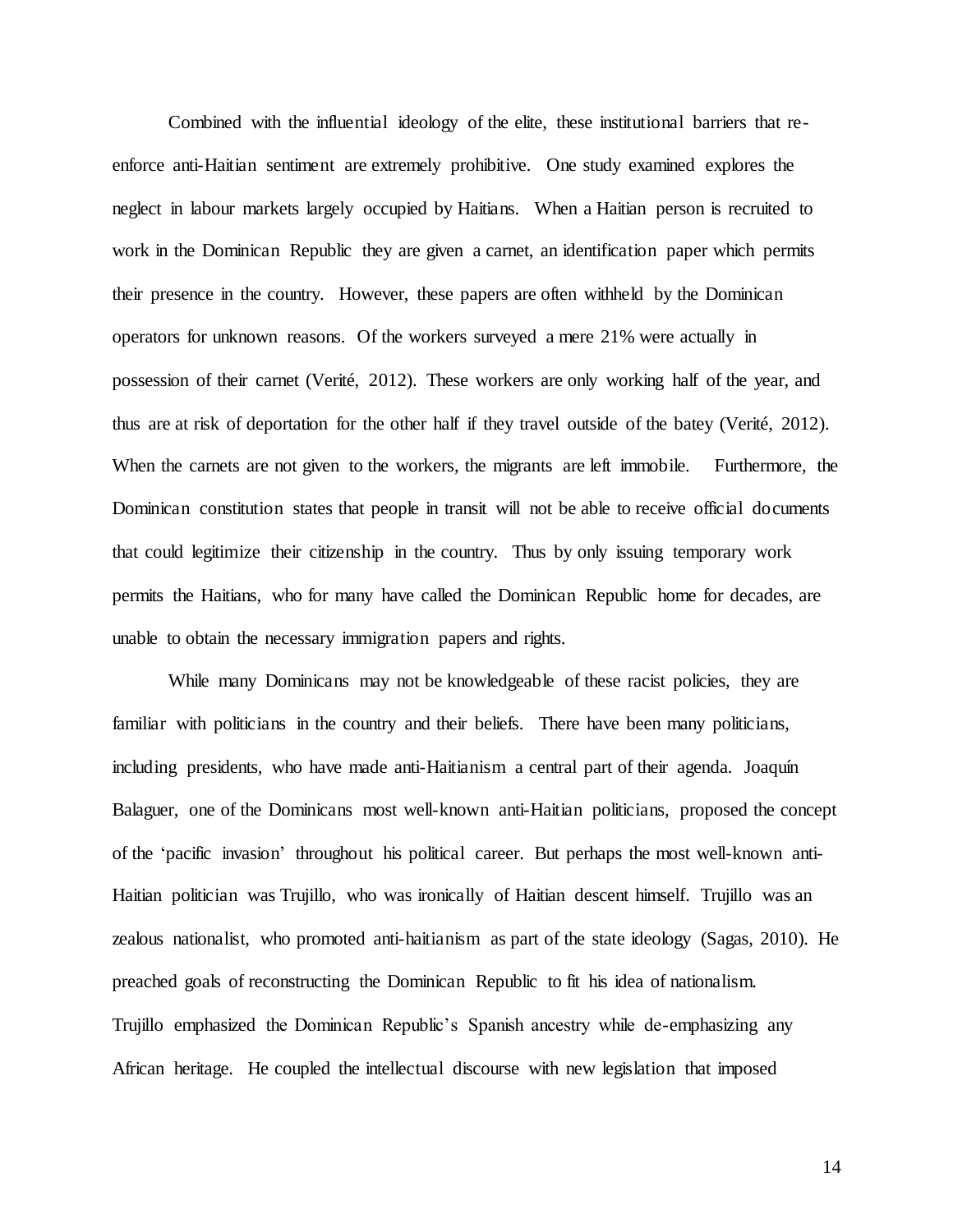Combined with the influential ideology of the elite, these institutional barriers that re-enforce anti-Haitian sentiment are extremely prohibitive. One study examined explores the neglect in labour markets largely occupied by Haitians. When a Haitian person is recruited to work in the Dominican Republic they are given a carnet, an identification paper which permits their presence in the country. However, these papers are often withheld by the Dominican operators for unknown reasons. Of the workers surveyed a mere 21% were actually in possession of their carnet (Verité, 2012). These workers are only working half of the year, and thus are at risk of deportation for the other half if they travel outside of the batey (Verité, 2012). When the carnets are not given to the workers, the migrants are left immobile. Furthermore, the Dominican constitution states that people in transit will not be able to receive official documents that could legitimize their citizenship in the country. Thus by only issuing temporary work permits the Haitians, who for many have called the Dominican Republic home for decades, are unable to obtain the necessary immigration papers and rights.

While many Dominicans may not be knowledgeable of these racist policies, they are familiar with politicians in the country and their beliefs. There have been many politicians, including presidents, who have made anti-Haitianism a central part of their agenda. Joaquín Balaguer, one of the Dominicans most well-known anti-Haitian politicians, proposed the concept of the 'pacific invasion' throughout his political career. But perhaps the most well-known anti-Haitian politician was Trujillo, who was ironically of Haitian descent himself. Trujillo was an zealous nationalist, who promoted anti-haitianism as part of the state ideology (Sagas, 2010). He preached goals of reconstructing the Dominican Republic to fit his idea of nationalism. Trujillo emphasized the Dominican Republic's Spanish ancestry while de-emphasizing any African heritage. He coupled the intellectual discourse with new legislation that imposed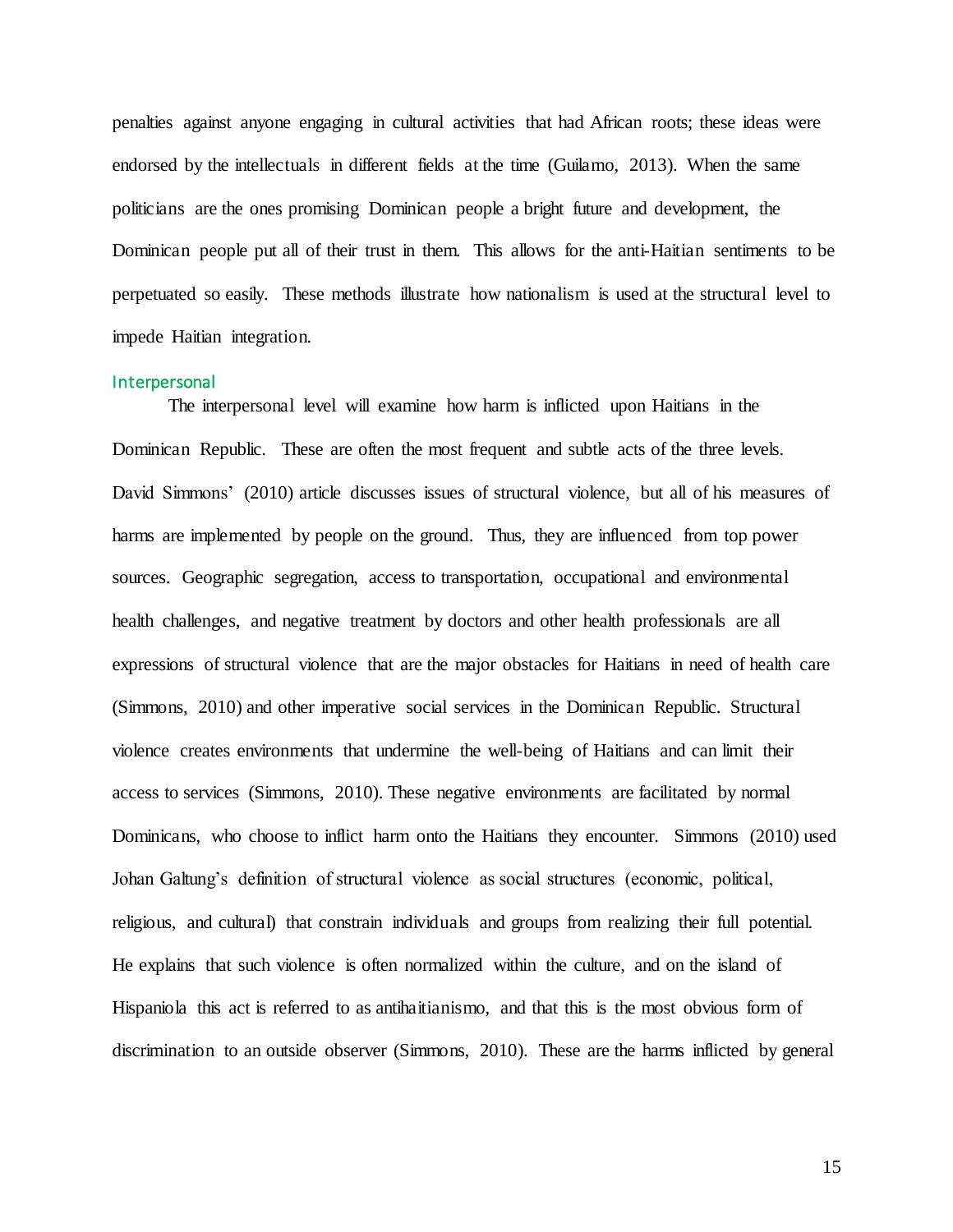penalties against anyone engaging in cultural activities that had African roots; these ideas were endorsed by the intellectuals in different fields at the time (Guilamo, 2013). When the same politicians are the ones promising Dominican people a bright future and development, the Dominican people put all of their trust in them. This allows for the anti-Haitian sentiments to be perpetuated so easily. These methods illustrate how nationalism is used at the structural level to impede Haitian integration.

### Interpersonal

The interpersonal level will examine how harm is inflicted upon Haitians in the Dominican Republic. These are often the most frequent and subtle acts of the three levels. David Simmons' (2010) article discusses issues of structural violence, but all of his measures of harms are implemented by people on the ground. Thus, they are influenced from top power sources. Geographic segregation, access to transportation, occupational and environmental health challenges, and negative treatment by doctors and other health professionals are all expressions of structural violence that are the major obstacles for Haitians in need of health care (Simmons, 2010) and other imperative social services in the Dominican Republic. Structural violence creates environments that undermine the well-being of Haitians and can limit their access to services (Simmons, 2010). These negative environments are facilitated by normal Dominicans, who choose to inflict harm onto the Haitians they encounter. Simmons (2010) used Johan Galtung's definition of structural violence as social structures (economic, political, religious, and cultural) that constrain individuals and groups from realizing their full potential. He explains that such violence is often normalized within the culture, and on the island of Hispaniola this act is referred to as antihaitianismo, and that this is the most obvious form of discrimination to an outside observer (Simmons, 2010). These are the harms inflicted by general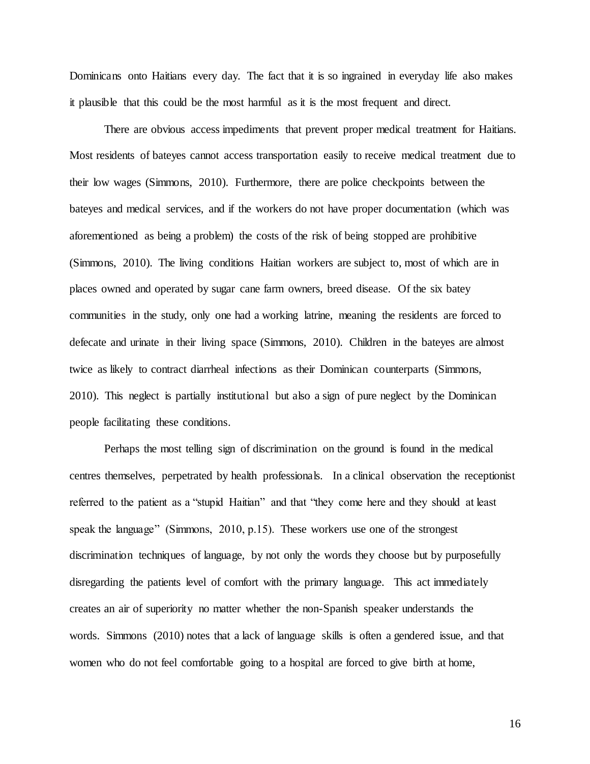Dominicans onto Haitians every day. The fact that it is so ingrained in everyday life also makes it plausible that this could be the most harmful as it is the most frequent and direct.

There are obvious access impediments that prevent proper medical treatment for Haitians. Most residents of bateyes cannot access transportation easily to receive medical treatment due to their low wages (Simmons, 2010). Furthermore, there are police checkpoints between the bateyes and medical services, and if the workers do not have proper documentation (which was aforementioned as being a problem) the costs of the risk of being stopped are prohibitive (Simmons, 2010). The living conditions Haitian workers are subject to, most of which are in places owned and operated by sugar cane farm owners, breed disease. Of the six batey communities in the study, only one had a working latrine, meaning the residents are forced to defecate and urinate in their living space (Simmons, 2010). Children in the bateyes are almost twice as likely to contract diarrheal infections as their Dominican counterparts (Simmons, 2010). This neglect is partially institutional but also a sign of pure neglect by the Dominican people facilitating these conditions.

Perhaps the most telling sign of discrimination on the ground is found in the medical centres themselves, perpetrated by health professionals. In a clinical observation the receptionist referred to the patient as a "stupid Haitian" and that "they come here and they should at least speak the language" (Simmons, 2010, p.15). These workers use one of the strongest discrimination techniques of language, by not only the words they choose but by purposefully disregarding the patients level of comfort with the primary language. This act immediately creates an air of superiority no matter whether the non-Spanish speaker understands the words. Simmons (2010) notes that a lack of language skills is often a gendered issue, and that women who do not feel comfortable going to a hospital are forced to give birth at home,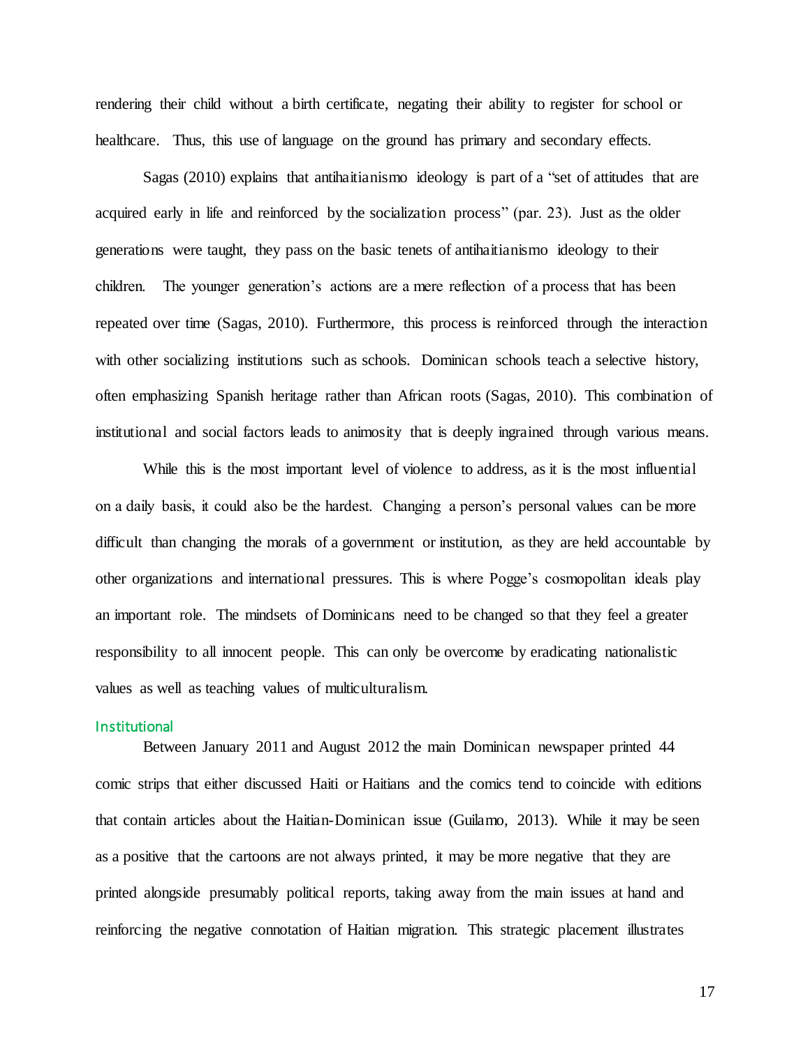rendering their child without a birth certificate, negating their ability to register for school or healthcare. Thus, this use of language on the ground has primary and secondary effects.

Sagas (2010) explains that antihaitianismo ideology is part of a "set of attitudes that are acquired early in life and reinforced by the socialization process" (par. 23). Just as the older generations were taught, they pass on the basic tenets of antihaitianismo ideology to their children. The younger generation's actions are a mere reflection of a process that has been repeated over time (Sagas, 2010). Furthermore, this process is reinforced through the interaction with other socializing institutions such as schools. Dominican schools teach a selective history, often emphasizing Spanish heritage rather than African roots (Sagas, 2010). This combination of institutional and social factors leads to animosity that is deeply ingrained through various means.

While this is the most important level of violence to address, as it is the most influential on a daily basis, it could also be the hardest. Changing a person's personal values can be more difficult than changing the morals of a government or institution, as they are held accountable by other organizations and international pressures. This is where Pogge's cosmopolitan ideals play an important role. The mindsets of Dominicans need to be changed so that they feel a greater responsibility to all innocent people. This can only be overcome by eradicating nationalistic values as well as teaching values of multiculturalism.

### Institutional

Between January 2011 and August 2012 the main Dominican newspaper printed 44 comic strips that either discussed Haiti or Haitians and the comics tend to coincide with editions that contain articles about the Haitian-Dominican issue (Guilamo, 2013). While it may be seen as a positive that the cartoons are not always printed, it may be more negative that they are printed alongside presumably political reports, taking away from the main issues at hand and reinforcing the negative connotation of Haitian migration. This strategic placement illustrates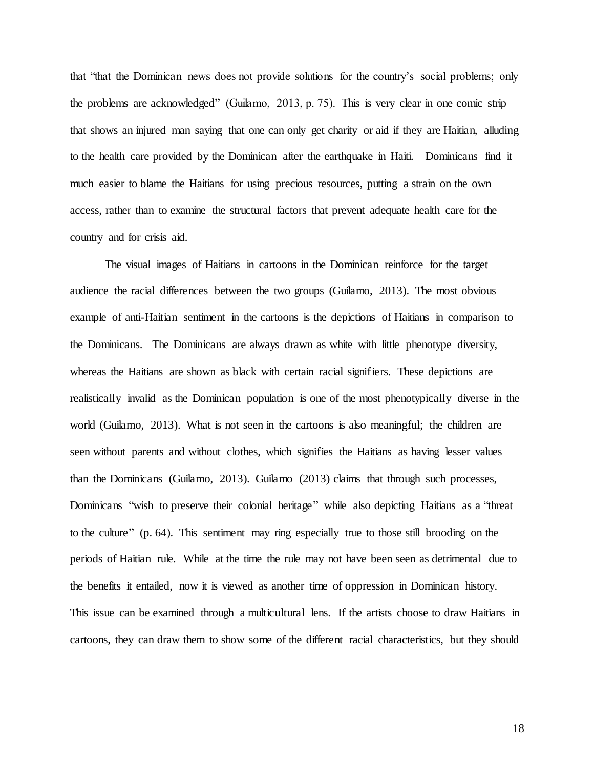that "that the Dominican news does not provide solutions for the country's social problems; only the problems are acknowledged" (Guilamo, 2013, p. 75). This is very clear in one comic strip that shows an injured man saying that one can only get charity or aid if they are Haitian, alluding to the health care provided by the Dominican after the earthquake in Haiti. Dominicans find it much easier to blame the Haitians for using precious resources, putting a strain on the own access, rather than to examine the structural factors that prevent adequate health care for the country and for crisis aid.

The visual images of Haitians in cartoons in the Dominican reinforce for the target audience the racial differences between the two groups (Guilamo, 2013). The most obvious example of anti-Haitian sentiment in the cartoons is the depictions of Haitians in comparison to the Dominicans. The Dominicans are always drawn as white with little phenotype diversity, whereas the Haitians are shown as black with certain racial signifiers. These depictions are realistically invalid as the Dominican population is one of the most phenotypically diverse in the world (Guilamo, 2013). What is not seen in the cartoons is also meaningful; the children are seen without parents and without clothes, which signifies the Haitians as having lesser values than the Dominicans (Guilamo, 2013). Guilamo (2013) claims that through such processes, Dominicans "wish to preserve their colonial heritage" while also depicting Haitians as a "threat to the culture" (p. 64). This sentiment may ring especially true to those still brooding on the periods of Haitian rule. While at the time the rule may not have been seen as detrimental due to the benefits it entailed, now it is viewed as another time of oppression in Dominican history. This issue can be examined through a multicultural lens. If the artists choose to draw Haitians in cartoons, they can draw them to show some of the different racial characteristics, but they should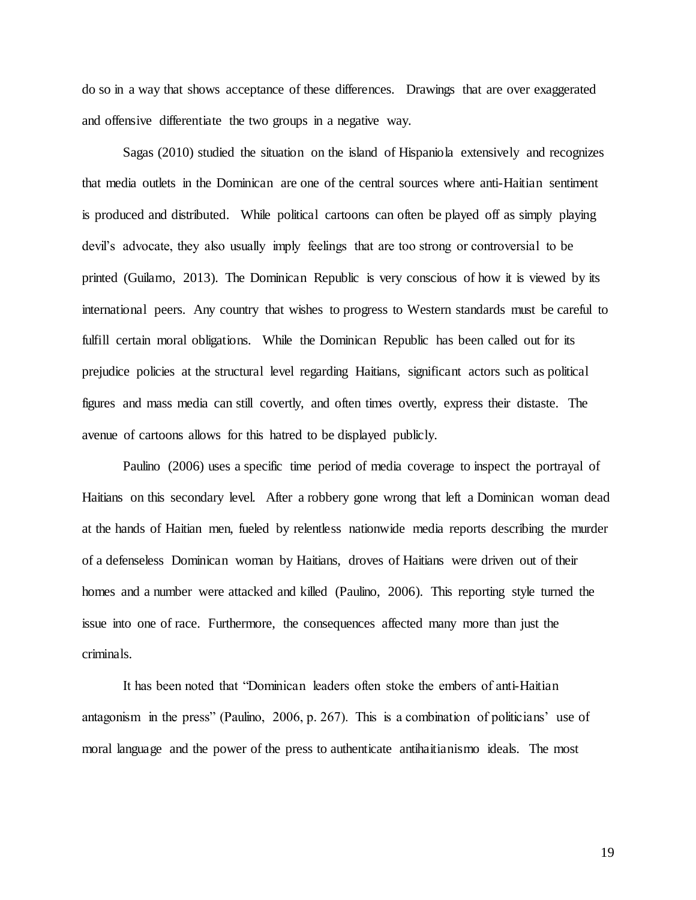do so in a way that shows acceptance of these differences. Drawings that are over exaggerated and offensive differentiate the two groups in a negative way.

Sagas (2010) studied the situation on the island of Hispaniola extensively and recognizes that media outlets in the Dominican are one of the central sources where anti-Haitian sentiment is produced and distributed. While political cartoons can often be played off as simply playing devil's advocate, they also usually imply feelings that are too strong or controversial to be printed (Guilamo, 2013). The Dominican Republic is very conscious of how it is viewed by its international peers. Any country that wishes to progress to Western standards must be careful to fulfill certain moral obligations. While the Dominican Republic has been called out for its prejudice policies at the structural level regarding Haitians, significant actors such as political figures and mass media can still covertly, and often times overtly, express their distaste. The avenue of cartoons allows for this hatred to be displayed publicly.

Paulino (2006) uses a specific time period of media coverage to inspect the portrayal of Haitians on this secondary level. After a robbery gone wrong that left a Dominican woman dead at the hands of Haitian men, fueled by relentless nationwide media reports describing the murder of a defenseless Dominican woman by Haitians, droves of Haitians were driven out of their homes and a number were attacked and killed (Paulino, 2006). This reporting style turned the issue into one of race. Furthermore, the consequences affected many more than just the criminals.

It has been noted that "Dominican leaders often stoke the embers of anti-Haitian antagonism in the press" (Paulino, 2006, p. 267). This is a combination of politicians' use of moral language and the power of the press to authenticate antihaitianismo ideals. The most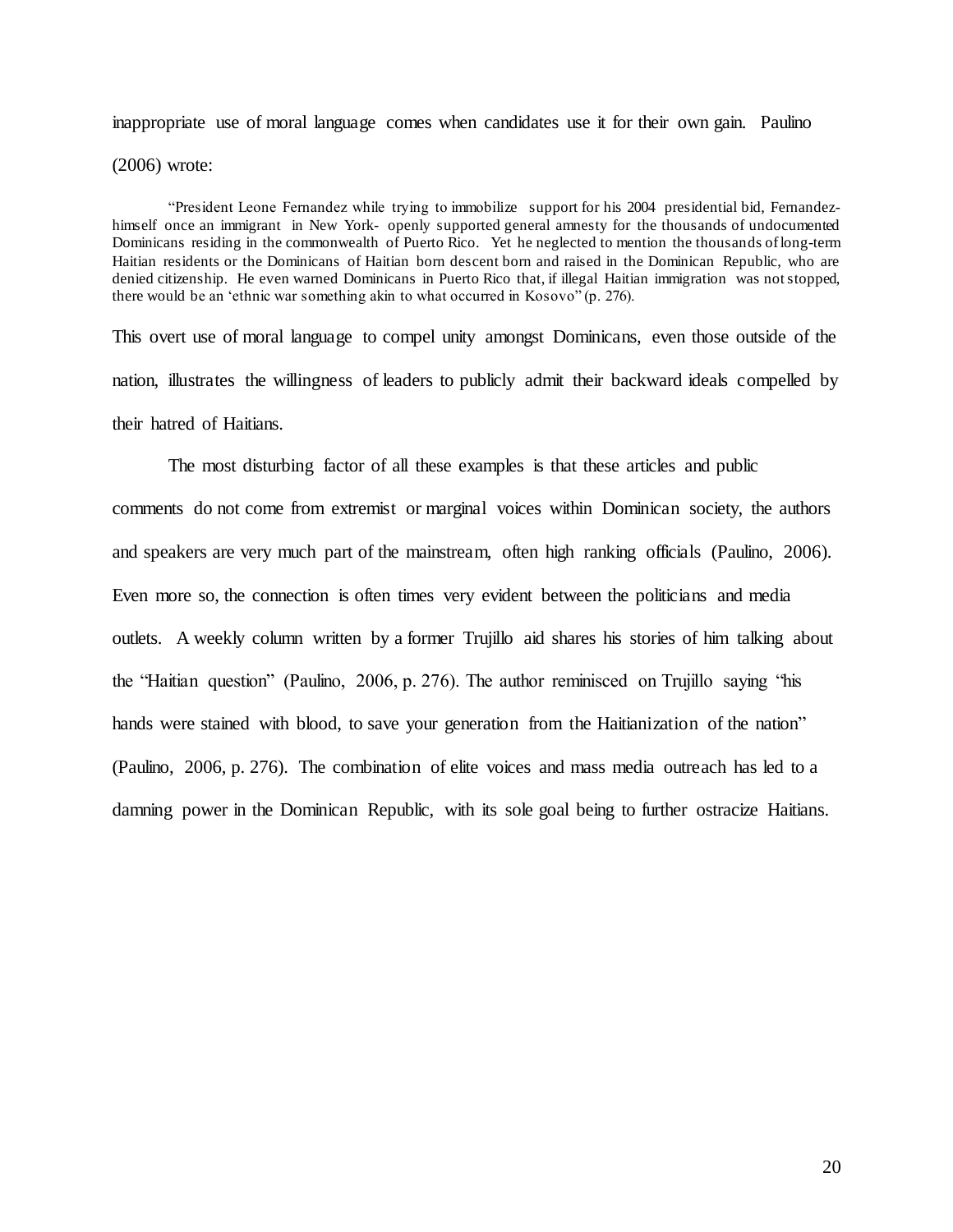inappropriate use of moral language comes when candidates use it for their own gain. Paulino (2006) wrote:

> "President Leone Fernandez while trying to immobilize support for his 2004 presidential bid, Fernandez- himself once an immigrant in New York- openly supported general amnesty for the thousands of undocumented Dominicans residing in the commonwealth of Puerto Rico. Yet he neglected to mention the thousands of long-term Haitian residents or the Dominicans of Haitian born descent born and raised in the Dominican Republic, who are denied citizenship. He even warned Dominicans in Puerto Rico that, if illegal Haitian immigration was not stopped, there would be an 'ethnic war something akin to what occurred in Kosovo" (p. 276).

This overt use of moral language to compel unity amongst Dominicans, even those outside of the nation, illustrates the willingness of leaders to publicly admit their backward ideals compelled by their hatred of Haitians.

The most disturbing factor of all these examples is that these articles and public comments do not come from extremist or marginal voices within Dominican society, the authors and speakers are very much part of the mainstream, often high ranking officials (Paulino, 2006). Even more so, the connection is often times very evident between the politicians and media outlets. A weekly column written by a former Trujillo aid shares his stories of him talking about the "Haitian question" (Paulino, 2006, p. 276). The author reminisced on Trujillo saying "his hands were stained with blood, to save your generation from the Haitianization of the nation" (Paulino, 2006, p. 276). The combination of elite voices and mass media outreach has led to a damning power in the Dominican Republic, with its sole goal being to further ostracize Haitians.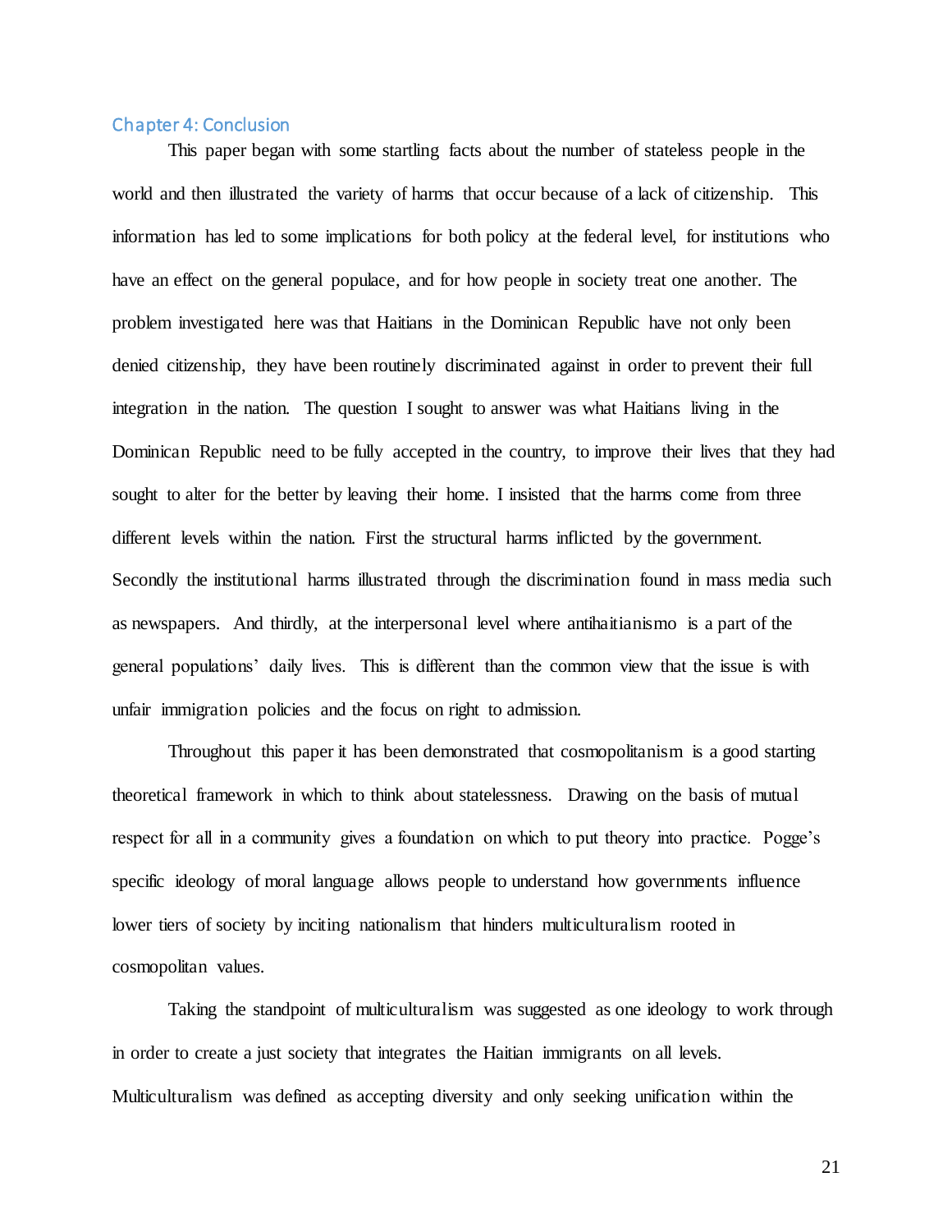## Chapter 4: Conclusion

This paper began with some startling facts about the number of stateless people in the world and then illustrated the variety of harms that occur because of a lack of citizenship. This information has led to some implications for both policy at the federal level, for institutions who have an effect on the general populace, and for how people in society treat one another. The problem investigated here was that Haitians in the Dominican Republic have not only been denied citizenship, they have been routinely discriminated against in order to prevent their full integration in the nation. The question I sought to answer was what Haitians living in the Dominican Republic need to be fully accepted in the country, to improve their lives that they had sought to alter for the better by leaving their home. I insisted that the harms come from three different levels within the nation. First the structural harms inflicted by the government. Secondly the institutional harms illustrated through the discrimination found in mass media such as newspapers. And thirdly, at the interpersonal level where antihaitianismo is a part of the general populations' daily lives. This is different than the common view that the issue is with unfair immigration policies and the focus on right to admission.

Throughout this paper it has been demonstrated that cosmopolitanism is a good starting theoretical framework in which to think about statelessness. Drawing on the basis of mutual respect for all in a community gives a foundation on which to put theory into practice. Pogge's specific ideology of moral language allows people to understand how governments influence lower tiers of society by inciting nationalism that hinders multiculturalism rooted in cosmopolitan values.

Taking the standpoint of multiculturalism was suggested as one ideology to work through in order to create a just society that integrates the Haitian immigrants on all levels. Multiculturalism was defined as accepting diversity and only seeking unification within the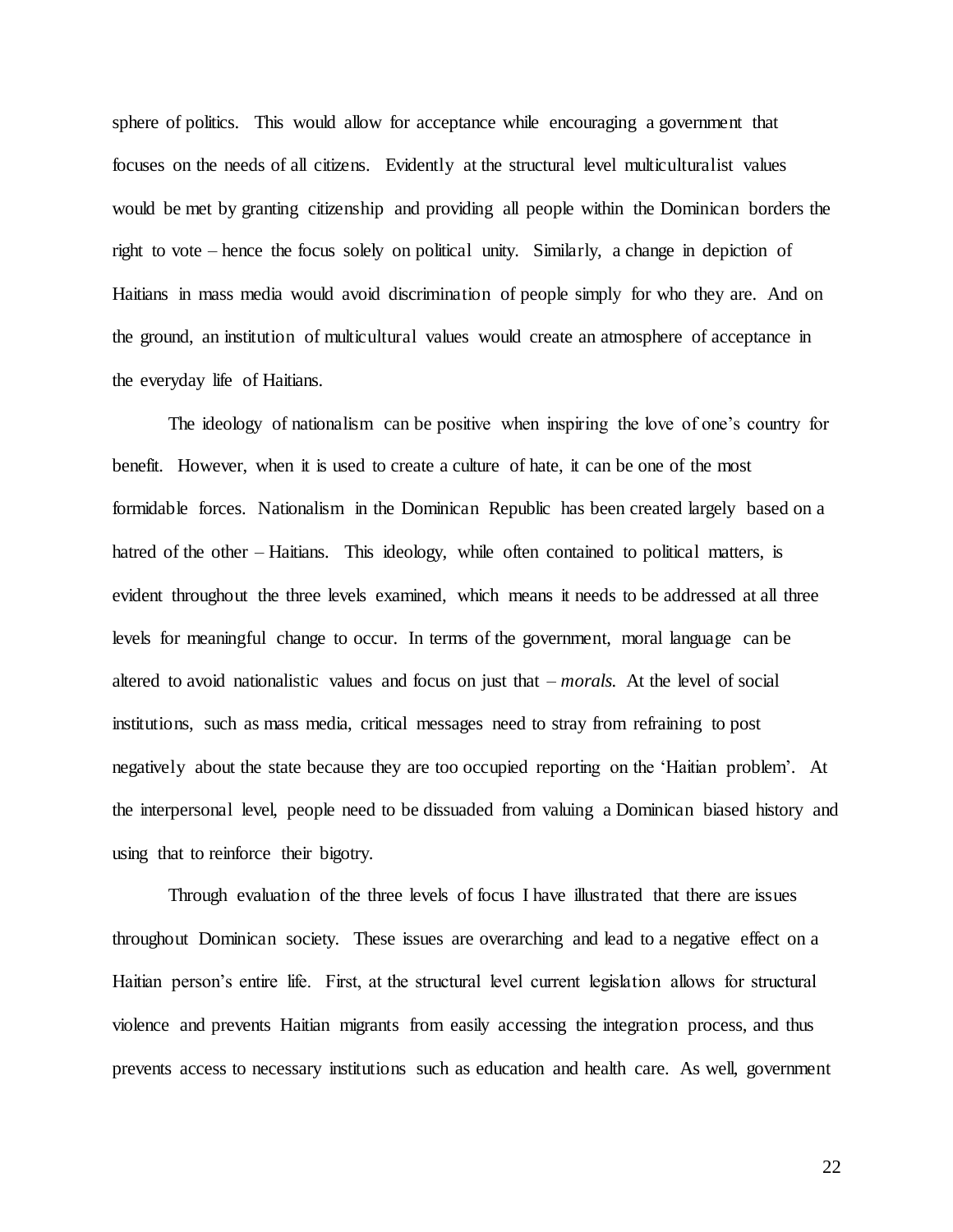sphere of politics. This would allow for acceptance while encouraging a government that focuses on the needs of all citizens. Evidently at the structural level multiculturalist values would be met by granting citizenship and providing all people within the Dominican borders the right to vote – hence the focus solely on political unity. Similarly, a change in depiction of Haitians in mass media would avoid discrimination of people simply for who they are. And on the ground, an institution of multicultural values would create an atmosphere of acceptance in the everyday life of Haitians.

The ideology of nationalism can be positive when inspiring the love of one's country for benefit. However, when it is used to create a culture of hate, it can be one of the most formidable forces. Nationalism in the Dominican Republic has been created largely based on a hatred of the other – Haitians. This ideology, while often contained to political matters, is evident throughout the three levels examined, which means it needs to be addressed at all three levels for meaningful change to occur. In terms of the government, moral language can be altered to avoid nationalistic values and focus on just that – *morals.* At the level of social institutions, such as mass media, critical messages need to stray from refraining to post negatively about the state because they are too occupied reporting on the 'Haitian problem'. At the interpersonal level, people need to be dissuaded from valuing a Dominican biased history and using that to reinforce their bigotry.

Through evaluation of the three levels of focus I have illustrated that there are issues throughout Dominican society. These issues are overarching and lead to a negative effect on a Haitian person's entire life. First, at the structural level current legislation allows for structural violence and prevents Haitian migrants from easily accessing the integration process, and thus prevents access to necessary institutions such as education and health care. As well, government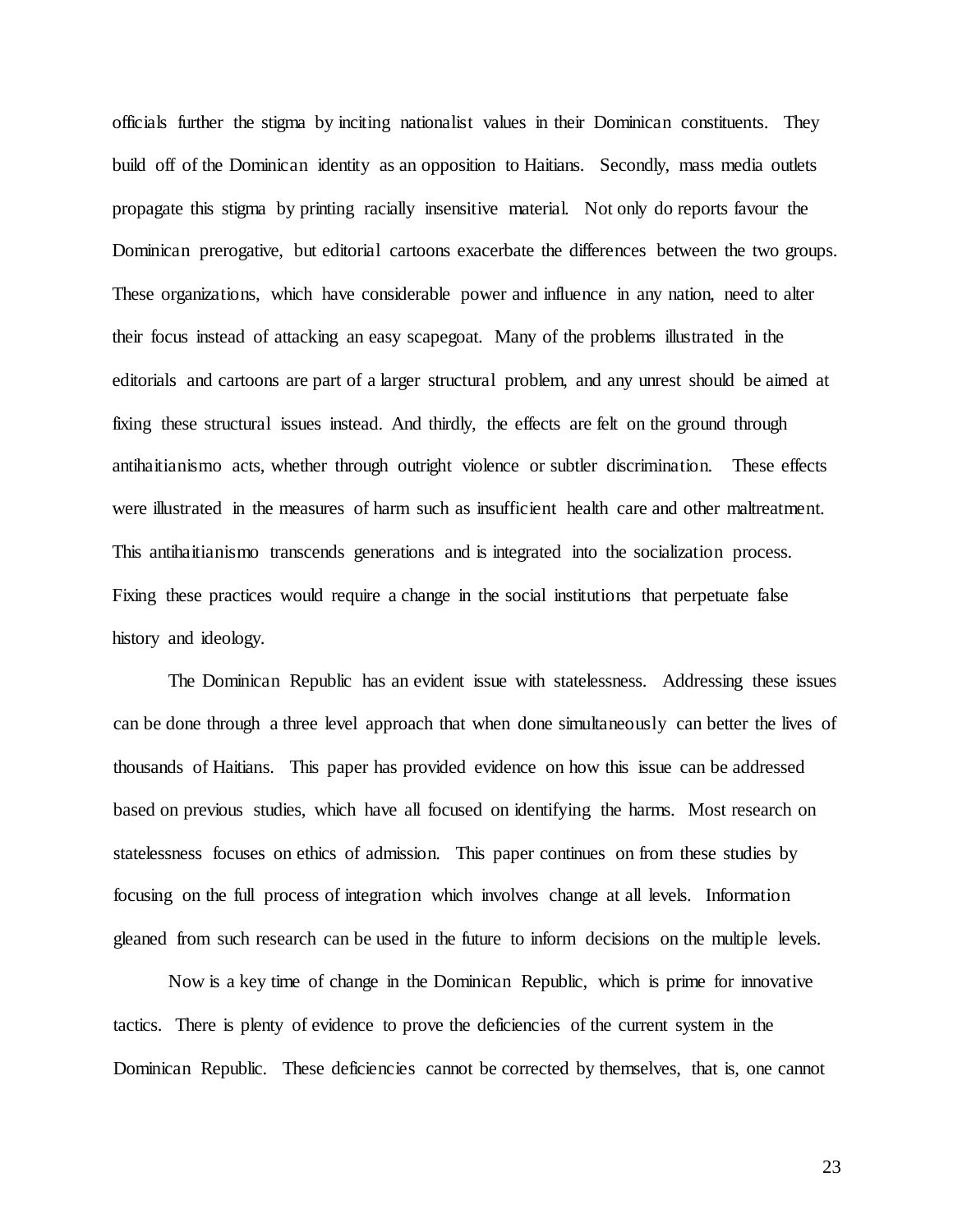officials further the stigma by inciting nationalist values in their Dominican constituents. They build off of the Dominican identity as an opposition to Haitians. Secondly, mass media outlets propagate this stigma by printing racially insensitive material. Not only do reports favour the Dominican prerogative, but editorial cartoons exacerbate the differences between the two groups. These organizations, which have considerable power and influence in any nation, need to alter their focus instead of attacking an easy scapegoat. Many of the problems illustrated in the editorials and cartoons are part of a larger structural problem, and any unrest should be aimed at fixing these structural issues instead. And thirdly, the effects are felt on the ground through antihaitianismo acts, whether through outright violence or subtler discrimination. These effects were illustrated in the measures of harm such as insufficient health care and other maltreatment. This antihaitianismo transcends generations and is integrated into the socialization process. Fixing these practices would require a change in the social institutions that perpetuate false history and ideology.

The Dominican Republic has an evident issue with statelessness. Addressing these issues can be done through a three level approach that when done simultaneously can better the lives of thousands of Haitians. This paper has provided evidence on how this issue can be addressed based on previous studies, which have all focused on identifying the harms. Most research on statelessness focuses on ethics of admission. This paper continues on from these studies by focusing on the full process of integration which involves change at all levels. Information gleaned from such research can be used in the future to inform decisions on the multiple levels.

Now is a key time of change in the Dominican Republic, which is prime for innovative tactics. There is plenty of evidence to prove the deficiencies of the current system in the Dominican Republic. These deficiencies cannot be corrected by themselves, that is, one cannot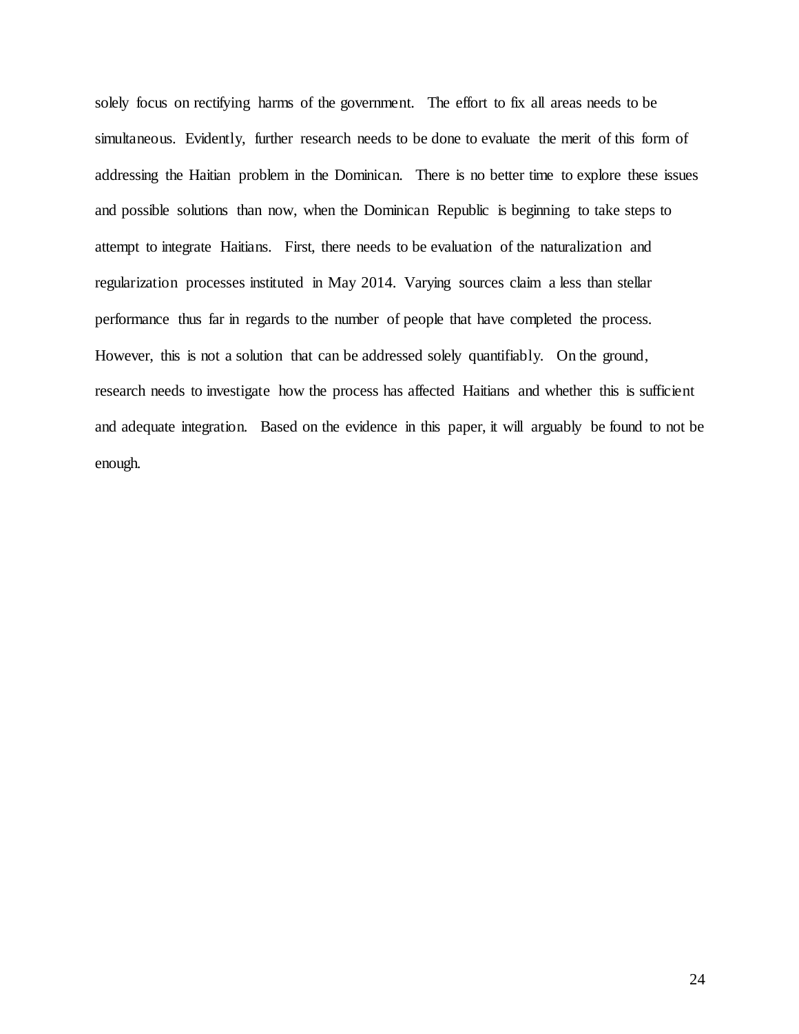solely focus on rectifying harms of the government. The effort to fix all areas needs to be simultaneous. Evidently, further research needs to be done to evaluate the merit of this form of addressing the Haitian problem in the Dominican. There is no better time to explore these issues and possible solutions than now, when the Dominican Republic is beginning to take steps to attempt to integrate Haitians. First, there needs to be evaluation of the naturalization and regularization processes instituted in May 2014. Varying sources claim a less than stellar performance thus far in regards to the number of people that have completed the process. However, this is not a solution that can be addressed solely quantifiably. On the ground, research needs to investigate how the process has affected Haitians and whether this is sufficient and adequate integration. Based on the evidence in this paper, it will arguably be found to not be enough.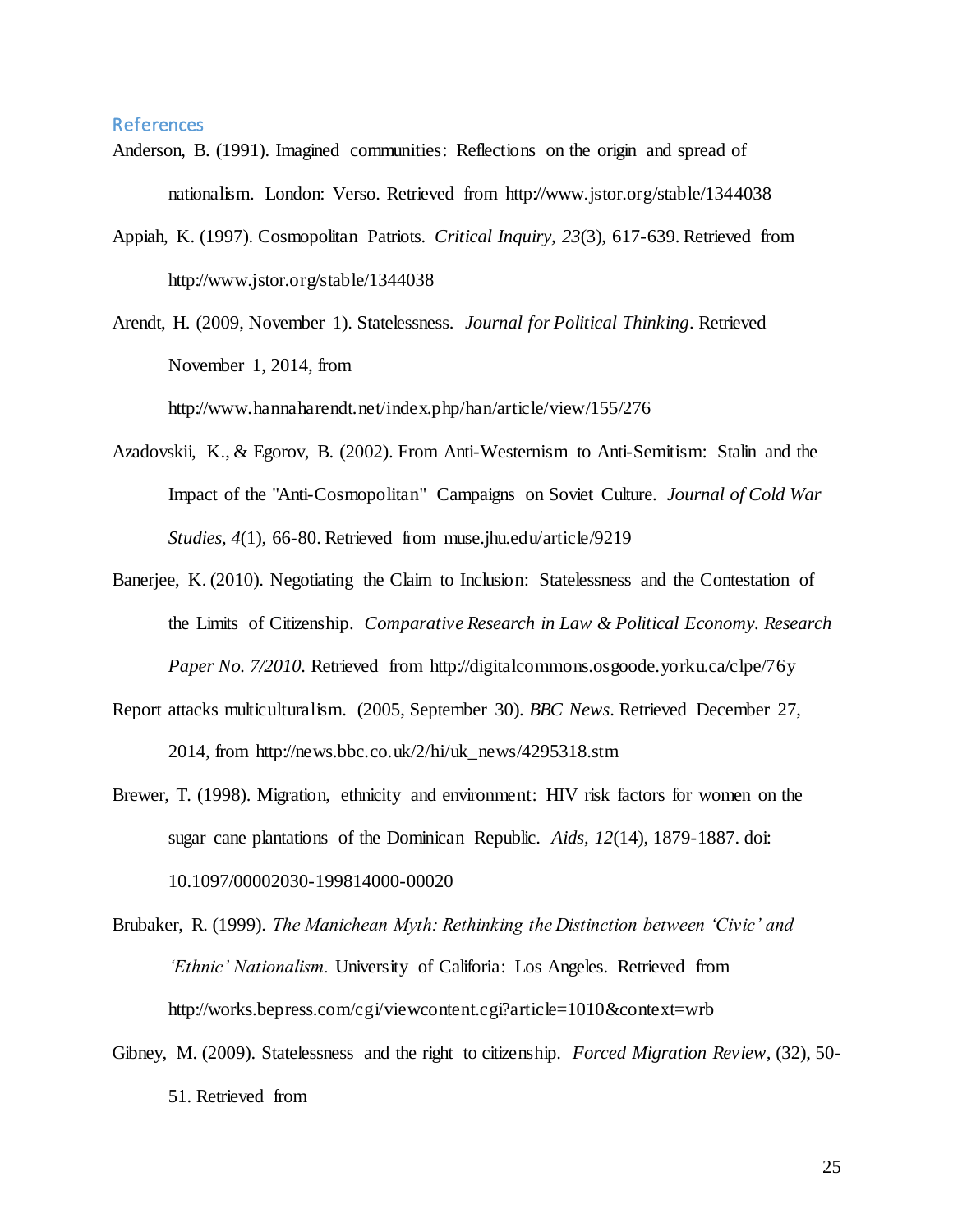## References

Anderson, B. (1991). Imagined communities: Reflections on the origin and spread of nationalism. London: Verso. Retrieved from http://www.jstor.org/stable/1344038

Appiah, K. (1997). Cosmopolitan Patriots. *Critical Inquiry, 23*(3), 617-639. Retrieved from http://www.jstor.org/stable/1344038

Arendt, H. (2009, November 1). Statelessness. *Journal for Political Thinking*. Retrieved November 1, 2014, from http://www.hannaharendt.net/index.php/han/article/view/155/276

Azadovskii, K., & Egorov, B. (2002). From Anti-Westernism to Anti-Semitism: Stalin and the Impact of the "Anti-Cosmopolitan" Campaigns on Soviet Culture. *Journal of Cold War Studies, 4*(1), 66-80. Retrieved from muse.jhu.edu/article/9219

Banerjee, K. (2010). Negotiating the Claim to Inclusion: Statelessness and the Contestation of the Limits of Citizenship. *Comparative Research in Law & Political Economy. Research Paper No. 7/2010*. Retrieved from http://digitalcommons.osgoode.yorku.ca/clpe/76y

Report attacks multiculturalism. (2005, September 30). *BBC News*. Retrieved December 27, 2014, from http://news.bbc.co.uk/2/hi/uk_news/4295318.stm

Brewer, T. (1998). Migration, ethnicity and environment: HIV risk factors for women on the sugar cane plantations of the Dominican Republic. *Aids, 12*(14), 1879-1887. doi: 10.1097/00002030-199814000-00020

Brubaker, R. (1999). *The Manichean Myth: Rethinking the Distinction between 'Civic' and 'Ethnic' Nationalism*. University of Califoria: Los Angeles. Retrieved from http://works.bepress.com/cgi/viewcontent.cgi?article=1010&context=wrb

Gibney, M. (2009). Statelessness and the right to citizenship. *Forced Migration Review*, (32), 50-51. Retrieved from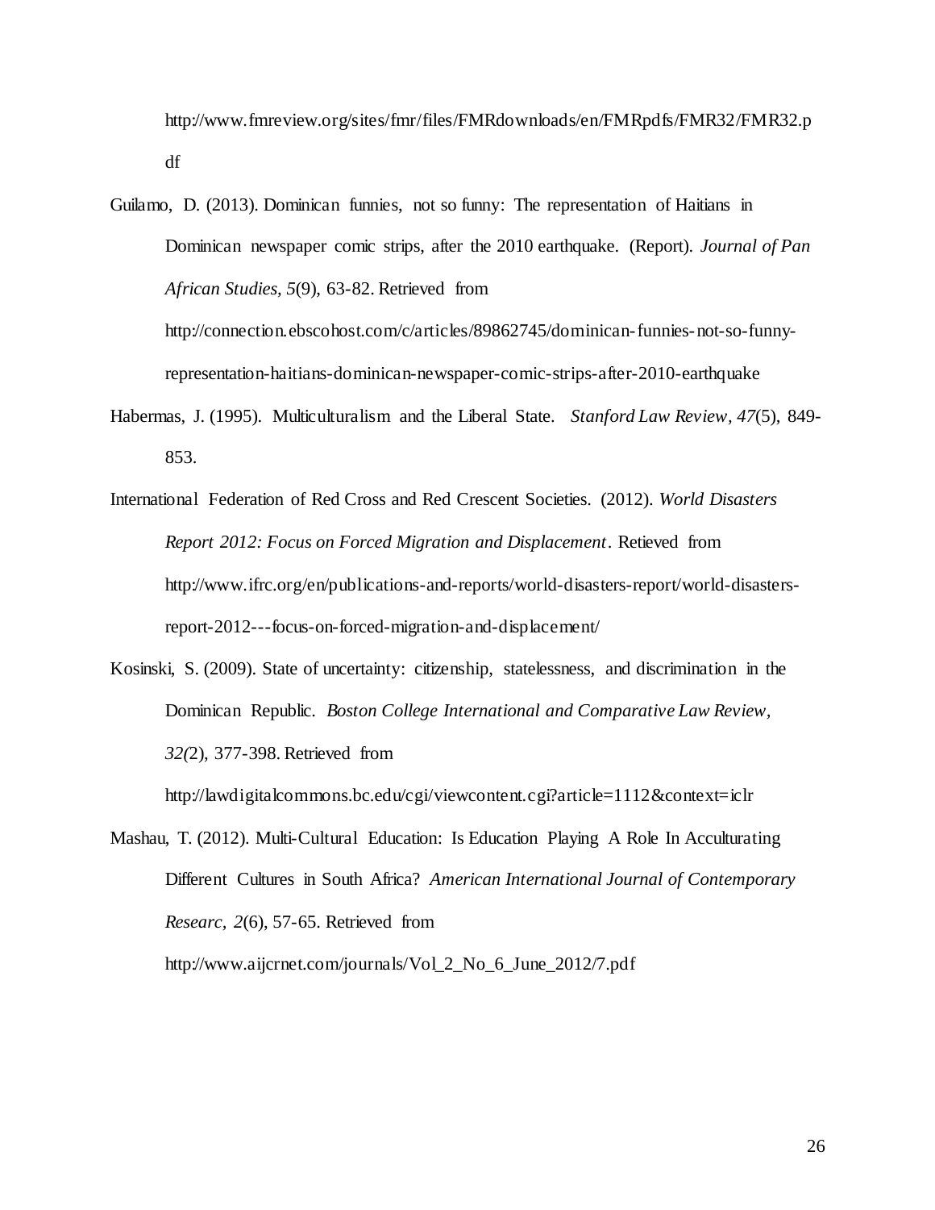http://www.fmreview.org/sites/fmr/files/FMRdownloads/en/FMRpdfs/FMR32/FMR32.pdf

Guilamo, D. (2013). Dominican funnies, not so funny: The representation of Haitians in Dominican newspaper comic strips, after the 2010 earthquake. (Report). *Journal of Pan African Studies, 5*(9), 63-82. Retrieved from http://connection.ebscohost.com/c/articles/89862745/dominican-funnies-not-so-funny-representation-haitians-dominican-newspaper-comic-strips-after-2010-earthquake

Habermas, J. (1995). Multiculturalism and the Liberal State. *Stanford Law Review, 47*(5), 849-853.

International Federation of Red Cross and Red Crescent Societies. (2012). *World Disasters Report 2012: Focus on Forced Migration and Displacement*. Retieved from http://www.ifrc.org/en/publications-and-reports/world-disasters-report/world-disasters-report-2012---focus-on-forced-migration-and-displacement/

Kosinski, S. (2009). State of uncertainty: citizenship, statelessness, and discrimination in the Dominican Republic. *Boston College International and Comparative Law Review, 32(*2), 377-398. Retrieved from http://lawdigitalcommons.bc.edu/cgi/viewcontent.cgi?article=1112&context=iclr

Mashau, T. (2012). Multi-Cultural Education: Is Education Playing A Role In Acculturating Different Cultures in South Africa? *American International Journal of Contemporary Researc, 2*(6), 57-65. Retrieved from http://www.aijcrnet.com/journals/Vol_2_No_6_June_2012/7.pdf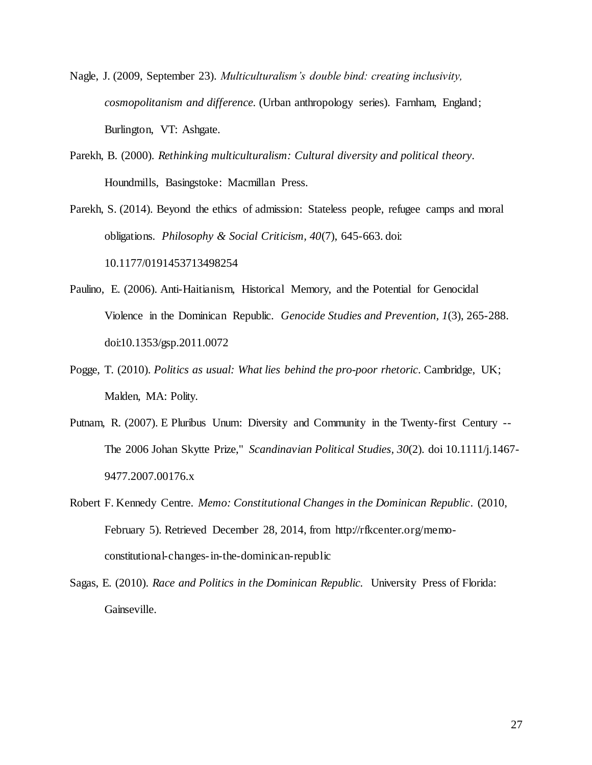Nagle, J. (2009, September 23). *Multiculturalism's double bind: creating inclusivity, cosmopolitanism and difference.* (Urban anthropology series). Farnham, England; Burlington, VT: Ashgate.

Parekh, B. (2000). *Rethinking multiculturalism: Cultural diversity and political theory.* Houndmills, Basingstoke: Macmillan Press.

Parekh, S. (2014). Beyond the ethics of admission: Stateless people, refugee camps and moral obligations. *Philosophy & Social Criticism*, *40*(7), 645-663. doi: 10.1177/0191453713498254

Paulino, E. (2006). Anti-Haitianism, Historical Memory, and the Potential for Genocidal Violence in the Dominican Republic. *Genocide Studies and Prevention, 1*(3), 265-288. doi:10.1353/gsp.2011.0072

Pogge, T. (2010). *Politics as usual: What lies behind the pro-poor rhetoric*. Cambridge, UK; Malden, MA: Polity.

Putnam, R. (2007). E Pluribus Unum: Diversity and Community in the Twenty-first Century -- The 2006 Johan Skytte Prize," *Scandinavian Political Studies*, *30*(2). doi 10.1111/j.1467-9477.2007.00176.x

Robert F. Kennedy Centre. *Memo: Constitutional Changes in the Dominican Republic*. (2010, February 5). Retrieved December 28, 2014, from http://rfkcenter.org/memo-constitutional-changes-in-the-dominican-republic

Sagas, E. (2010). *Race and Politics in the Dominican Republic.* University Press of Florida: Gainseville.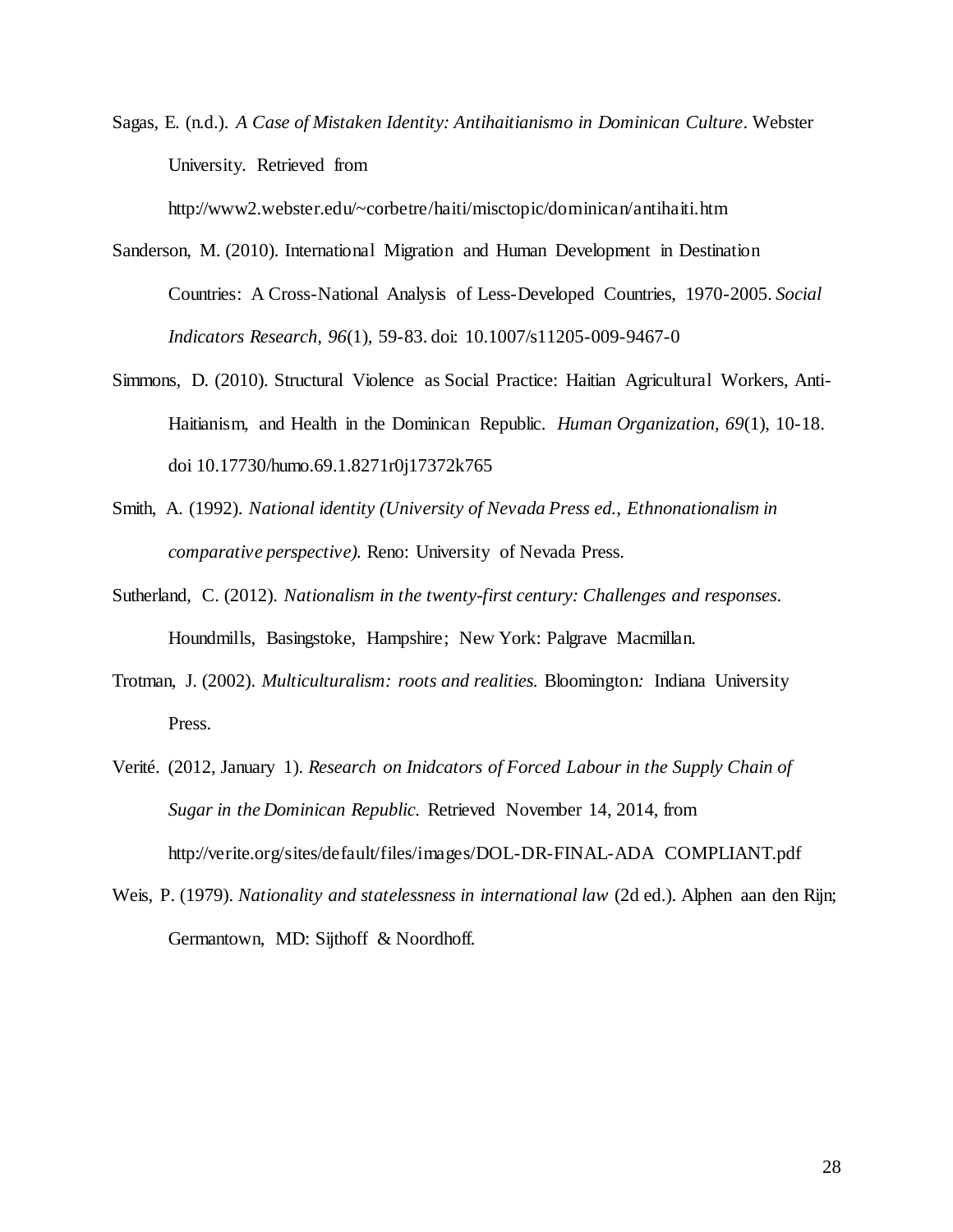Sagas, E. (n.d.). *A Case of Mistaken Identity: Antihaitianismo in Dominican Culture*. Webster University. Retrieved from http://www2.webster.edu/~corbetre/haiti/misctopic/dominican/antihaiti.htm

Sanderson, M. (2010). International Migration and Human Development in Destination Countries: A Cross-National Analysis of Less-Developed Countries, 1970-2005. *Social Indicators Research, 96*(1), 59-83. doi: 10.1007/s11205-009-9467-0

Simmons, D. (2010). Structural Violence as Social Practice: Haitian Agricultural Workers, Anti-Haitianism, and Health in the Dominican Republic. *Human Organization, 69*(1), 10-18. doi 10.17730/humo.69.1.8271r0j17372k765

Smith, A. (1992). *National identity (University of Nevada Press ed., Ethnonationalism in comparative perspective).* Reno: University of Nevada Press.

Sutherland, C. (2012). *Nationalism in the twenty-first century: Challenges and responses.* Houndmills, Basingstoke, Hampshire; New York: Palgrave Macmillan.

Trotman, J. (2002). *Multiculturalism: roots and realities.* Bloomington*:* Indiana University Press.

Verité. (2012, January 1). *Research on Inidcators of Forced Labour in the Supply Chain of Sugar in the Dominican Republic.* Retrieved November 14, 2014, from http://verite.org/sites/default/files/images/DOL-DR-FINAL-ADA COMPLIANT.pdf

Weis, P. (1979). *Nationality and statelessness in international law* (2d ed.). Alphen aan den Rijn; Germantown, MD: Sijthoff & Noordhoff.